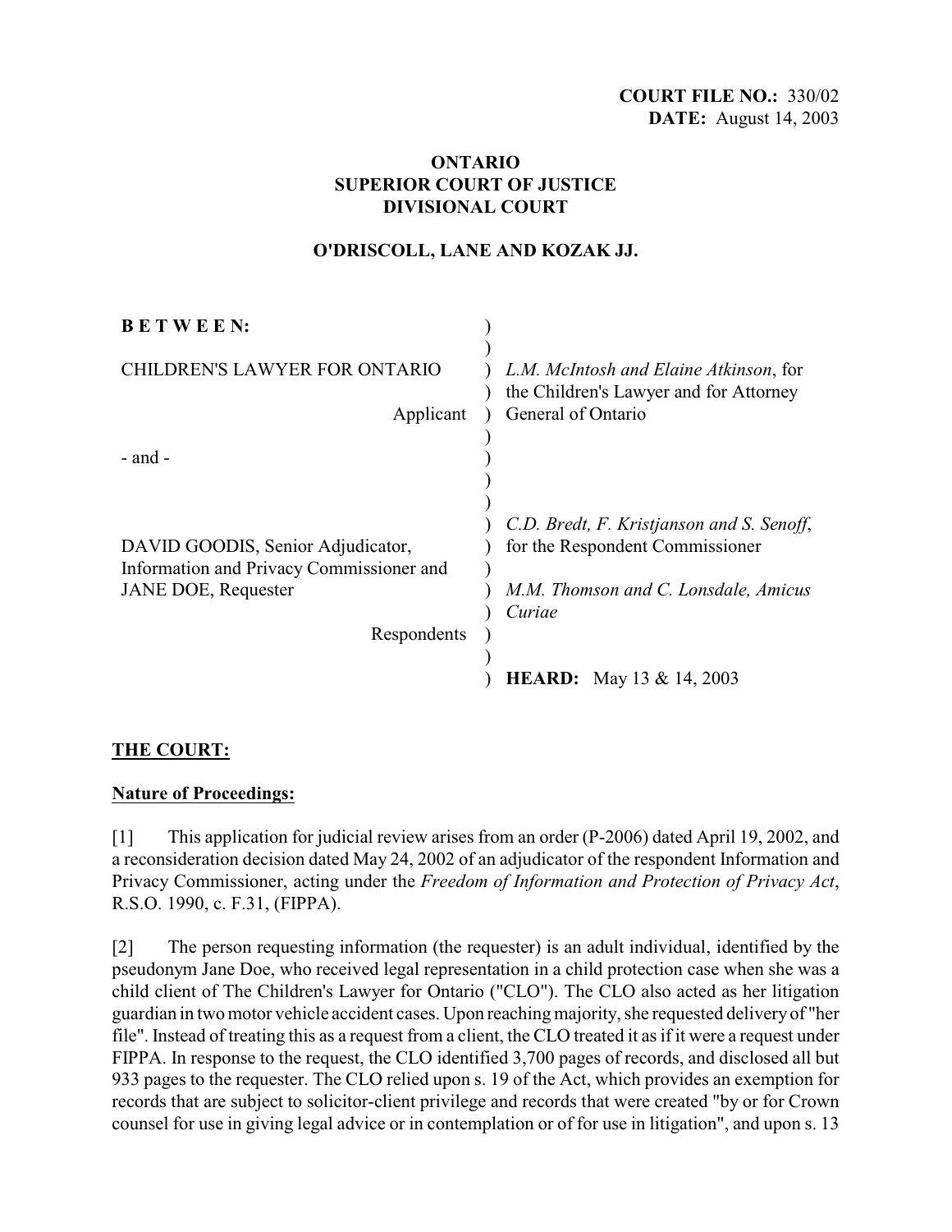**COURT FILE NO.:** 330/02
**DATE:** August 14, 2003

**ONTARIO**
**SUPERIOR COURT OF JUSTICE**
**DIVISIONAL COURT**

**O'DRISCOLL, LANE AND KOZAK JJ.**

| | |
|---|---|
| **B E T W E E N:** | |
| CHILDREN'S LAWYER FOR ONTARIO<br>Applicant | *L.M. McIntosh and Elaine Atkinson*, for the Children's Lawyer and for Attorney General of Ontario |
| - and - | |
| DAVID GOODIS, Senior Adjudicator, Information and Privacy Commissioner and JANE DOE, Requester<br>Respondents | *C.D. Bredt, F. Kristjanson and S. Senoff*, for the Respondent Commissioner<br><br>*M.M. Thomson and C. Lonsdale, Amicus Curiae* |
| | **HEARD:** May 13 & 14, 2003 |

**THE COURT:**

**Nature of Proceedings:**

[1] This application for judicial review arises from an order (P-2006) dated April 19, 2002, and a reconsideration decision dated May 24, 2002 of an adjudicator of the respondent Information and Privacy Commissioner, acting under the *Freedom of Information and Protection of Privacy Act*, R.S.O. 1990, c. F.31, (FIPPA).

[2] The person requesting information (the requester) is an adult individual, identified by the pseudonym Jane Doe, who received legal representation in a child protection case when she was a child client of The Children's Lawyer for Ontario ("CLO"). The CLO also acted as her litigation guardian in two motor vehicle accident cases. Upon reaching majority, she requested delivery of "her file". Instead of treating this as a request from a client, the CLO treated it as if it were a request under FIPPA. In response to the request, the CLO identified 3,700 pages of records, and disclosed all but 933 pages to the requester. The CLO relied upon s. 19 of the Act, which provides an exemption for records that are subject to solicitor-client privilege and records that were created "by or for Crown counsel for use in giving legal advice or in contemplation or of for use in litigation", and upon s. 13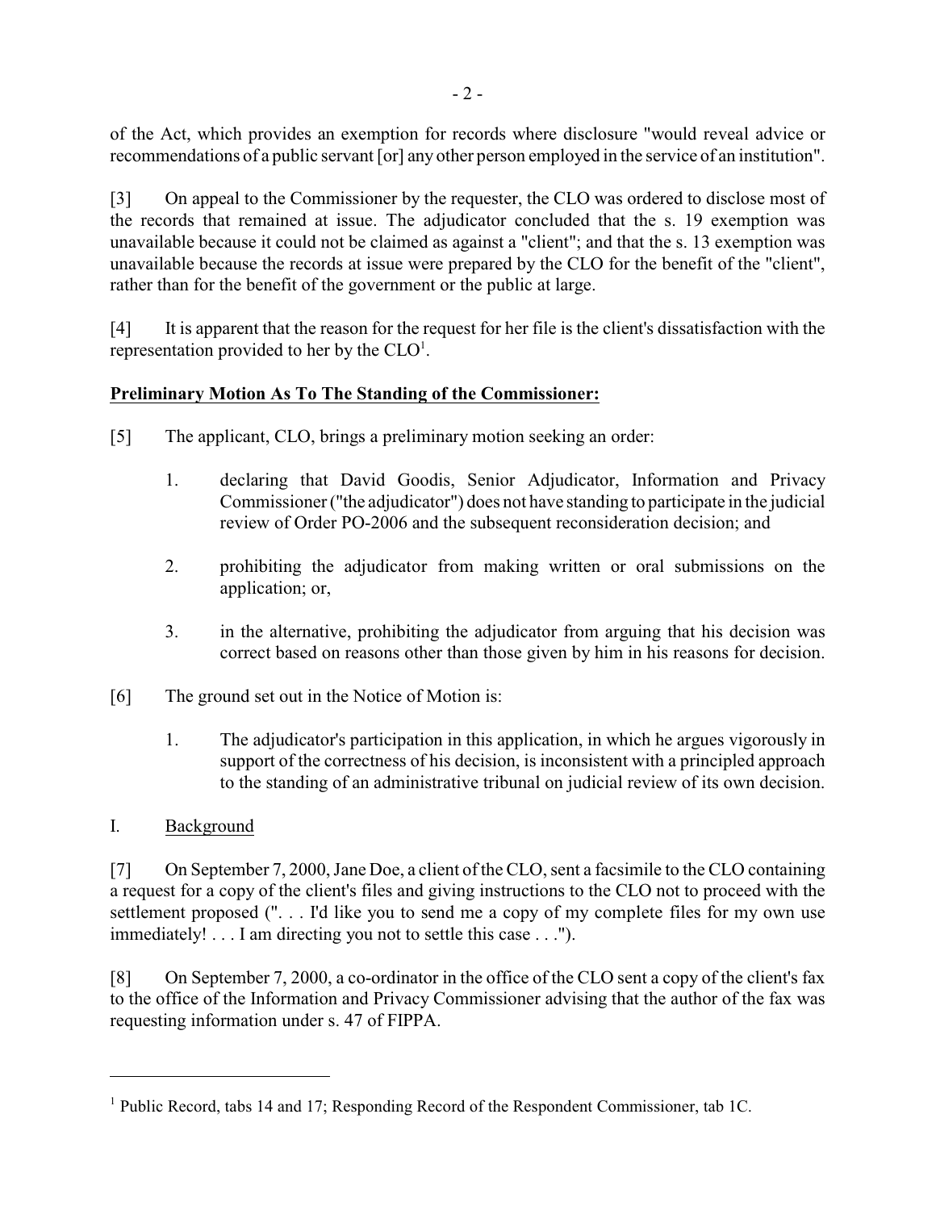of the Act, which provides an exemption for records where disclosure "would reveal advice or recommendations of a public servant [or] any other person employed in the service of an institution".

[3] On appeal to the Commissioner by the requester, the CLO was ordered to disclose most of the records that remained at issue. The adjudicator concluded that the s. 19 exemption was unavailable because it could not be claimed as against a "client"; and that the s. 13 exemption was unavailable because the records at issue were prepared by the CLO for the benefit of the "client", rather than for the benefit of the government or the public at large.

[4] It is apparent that the reason for the request for her file is the client's dissatisfaction with the representation provided to her by the CLO[1].

**Preliminary Motion As To The Standing of the Commissioner:**

[5] The applicant, CLO, brings a preliminary motion seeking an order:

1. declaring that David Goodis, Senior Adjudicator, Information and Privacy Commissioner ("the adjudicator") does not have standing to participate in the judicial review of Order PO-2006 and the subsequent reconsideration decision; and

2. prohibiting the adjudicator from making written or oral submissions on the application; or,

3. in the alternative, prohibiting the adjudicator from arguing that his decision was correct based on reasons other than those given by him in his reasons for decision.

[6] The ground set out in the Notice of Motion is:

1. The adjudicator's participation in this application, in which he argues vigorously in support of the correctness of his decision, is inconsistent with a principled approach to the standing of an administrative tribunal on judicial review of its own decision.

I. Background

[7] On September 7, 2000, Jane Doe, a client of the CLO, sent a facsimile to the CLO containing a request for a copy of the client's files and giving instructions to the CLO not to proceed with the settlement proposed (". . . I'd like you to send me a copy of my complete files for my own use immediately! . . . I am directing you not to settle this case . . .").

[8] On September 7, 2000, a co-ordinator in the office of the CLO sent a copy of the client's fax to the office of the Information and Privacy Commissioner advising that the author of the fax was requesting information under s. 47 of FIPPA.

---

[1] Public Record, tabs 14 and 17; Responding Record of the Respondent Commissioner, tab 1C.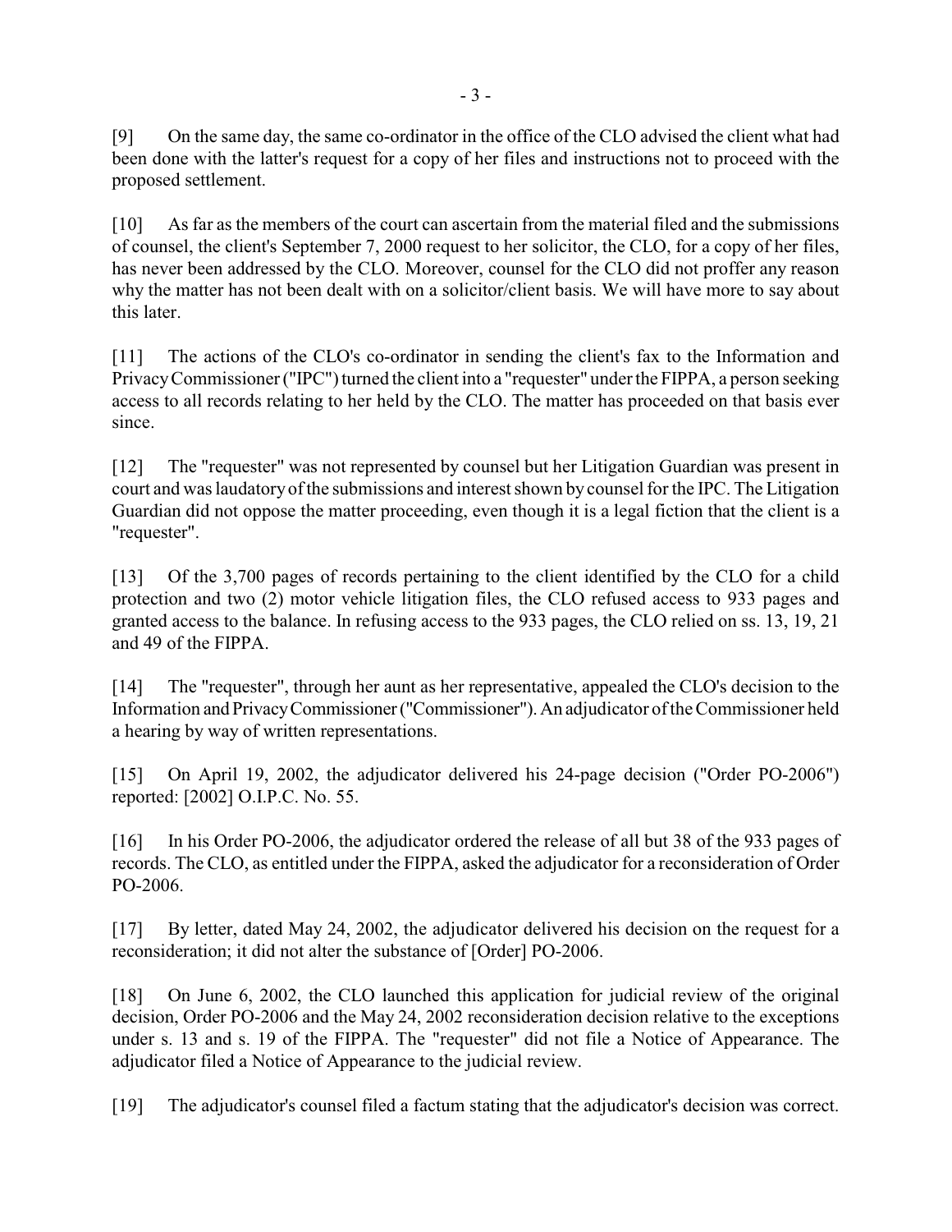[9] On the same day, the same co-ordinator in the office of the CLO advised the client what had been done with the latter's request for a copy of her files and instructions not to proceed with the proposed settlement.

[10] As far as the members of the court can ascertain from the material filed and the submissions of counsel, the client's September 7, 2000 request to her solicitor, the CLO, for a copy of her files, has never been addressed by the CLO. Moreover, counsel for the CLO did not proffer any reason why the matter has not been dealt with on a solicitor/client basis. We will have more to say about this later.

[11] The actions of the CLO's co-ordinator in sending the client's fax to the Information and Privacy Commissioner ("IPC") turned the client into a "requester" under the FIPPA, a person seeking access to all records relating to her held by the CLO. The matter has proceeded on that basis ever since.

[12] The "requester" was not represented by counsel but her Litigation Guardian was present in court and was laudatory of the submissions and interest shown by counsel for the IPC. The Litigation Guardian did not oppose the matter proceeding, even though it is a legal fiction that the client is a "requester".

[13] Of the 3,700 pages of records pertaining to the client identified by the CLO for a child protection and two (2) motor vehicle litigation files, the CLO refused access to 933 pages and granted access to the balance. In refusing access to the 933 pages, the CLO relied on ss. 13, 19, 21 and 49 of the FIPPA.

[14] The "requester", through her aunt as her representative, appealed the CLO's decision to the Information and Privacy Commissioner ("Commissioner"). An adjudicator of the Commissioner held a hearing by way of written representations.

[15] On April 19, 2002, the adjudicator delivered his 24-page decision ("Order PO-2006") reported: [2002] O.I.P.C. No. 55.

[16] In his Order PO-2006, the adjudicator ordered the release of all but 38 of the 933 pages of records. The CLO, as entitled under the FIPPA, asked the adjudicator for a reconsideration of Order PO-2006.

[17] By letter, dated May 24, 2002, the adjudicator delivered his decision on the request for a reconsideration; it did not alter the substance of [Order] PO-2006.

[18] On June 6, 2002, the CLO launched this application for judicial review of the original decision, Order PO-2006 and the May 24, 2002 reconsideration decision relative to the exceptions under s. 13 and s. 19 of the FIPPA. The "requester" did not file a Notice of Appearance. The adjudicator filed a Notice of Appearance to the judicial review.

[19] The adjudicator's counsel filed a factum stating that the adjudicator's decision was correct.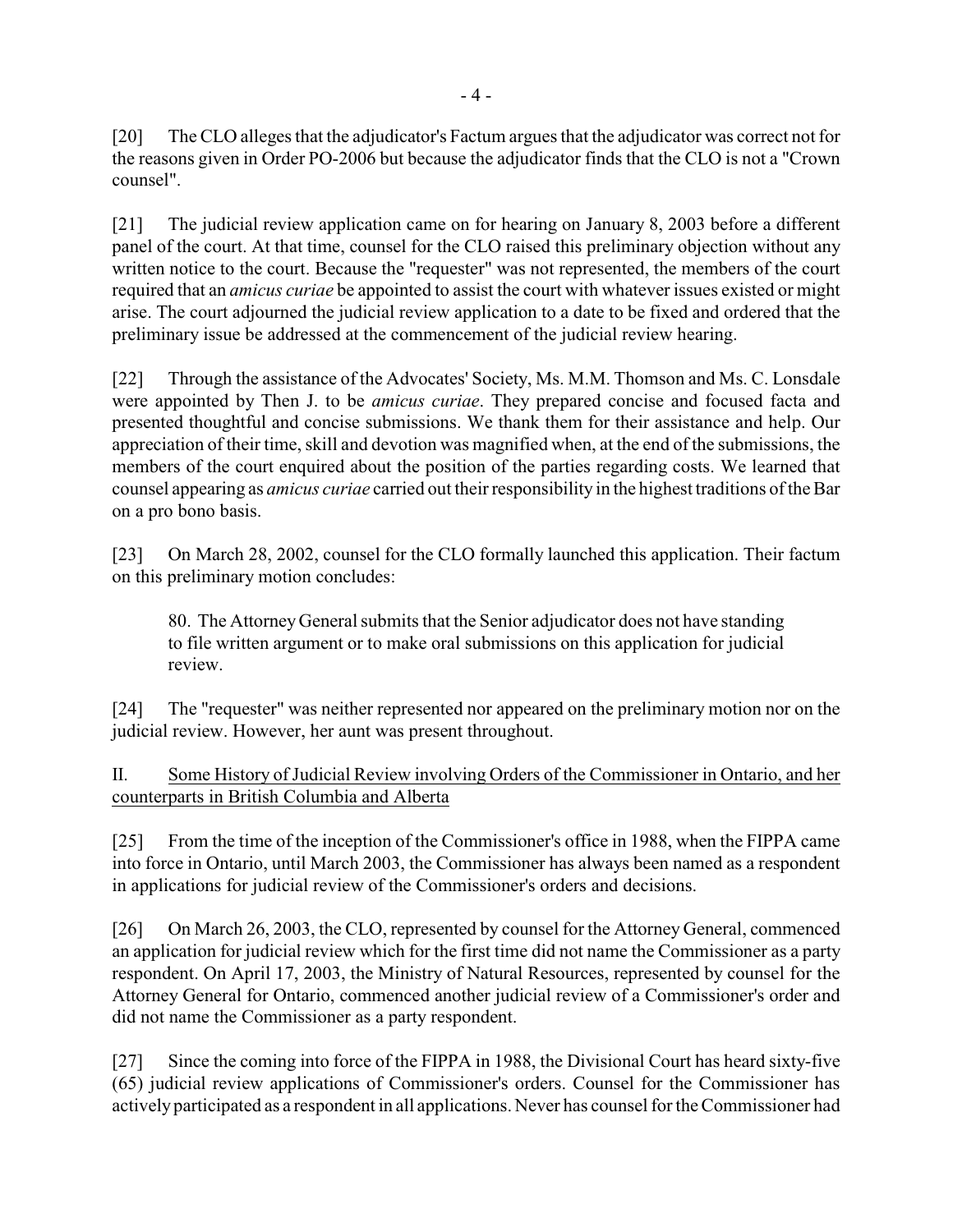[20] The CLO alleges that the adjudicator's Factum argues that the adjudicator was correct not for the reasons given in Order PO-2006 but because the adjudicator finds that the CLO is not a "Crown counsel".

[21] The judicial review application came on for hearing on January 8, 2003 before a different panel of the court. At that time, counsel for the CLO raised this preliminary objection without any written notice to the court. Because the "requester" was not represented, the members of the court required that an *amicus curiae* be appointed to assist the court with whatever issues existed or might arise. The court adjourned the judicial review application to a date to be fixed and ordered that the preliminary issue be addressed at the commencement of the judicial review hearing.

[22] Through the assistance of the Advocates' Society, Ms. M.M. Thomson and Ms. C. Lonsdale were appointed by Then J. to be *amicus curiae*. They prepared concise and focused facta and presented thoughtful and concise submissions. We thank them for their assistance and help. Our appreciation of their time, skill and devotion was magnified when, at the end of the submissions, the members of the court enquired about the position of the parties regarding costs. We learned that counsel appearing as *amicus curiae* carried out their responsibility in the highest traditions of the Bar on a pro bono basis.

[23] On March 28, 2002, counsel for the CLO formally launched this application. Their factum on this preliminary motion concludes:

> 80. The Attorney General submits that the Senior adjudicator does not have standing to file written argument or to make oral submissions on this application for judicial review.

[24] The "requester" was neither represented nor appeared on the preliminary motion nor on the judicial review. However, her aunt was present throughout.

## II. Some History of Judicial Review involving Orders of the Commissioner in Ontario, and her counterparts in British Columbia and Alberta

[25] From the time of the inception of the Commissioner's office in 1988, when the FIPPA came into force in Ontario, until March 2003, the Commissioner has always been named as a respondent in applications for judicial review of the Commissioner's orders and decisions.

[26] On March 26, 2003, the CLO, represented by counsel for the Attorney General, commenced an application for judicial review which for the first time did not name the Commissioner as a party respondent. On April 17, 2003, the Ministry of Natural Resources, represented by counsel for the Attorney General for Ontario, commenced another judicial review of a Commissioner's order and did not name the Commissioner as a party respondent.

[27] Since the coming into force of the FIPPA in 1988, the Divisional Court has heard sixty-five (65) judicial review applications of Commissioner's orders. Counsel for the Commissioner has actively participated as a respondent in all applications. Never has counsel for the Commissioner had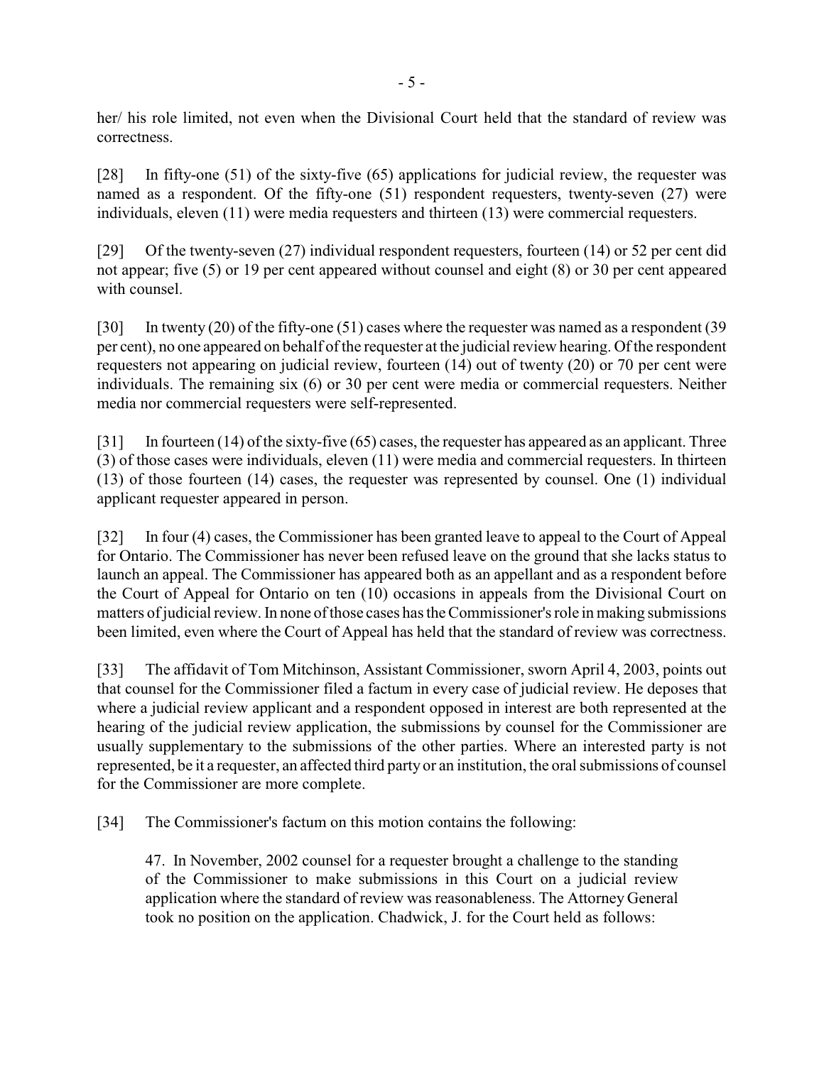her/ his role limited, not even when the Divisional Court held that the standard of review was correctness.

[28] In fifty-one (51) of the sixty-five (65) applications for judicial review, the requester was named as a respondent. Of the fifty-one (51) respondent requesters, twenty-seven (27) were individuals, eleven (11) were media requesters and thirteen (13) were commercial requesters.

[29] Of the twenty-seven (27) individual respondent requesters, fourteen (14) or 52 per cent did not appear; five (5) or 19 per cent appeared without counsel and eight (8) or 30 per cent appeared with counsel.

[30] In twenty (20) of the fifty-one (51) cases where the requester was named as a respondent (39 per cent), no one appeared on behalf of the requester at the judicial review hearing. Of the respondent requesters not appearing on judicial review, fourteen (14) out of twenty (20) or 70 per cent were individuals. The remaining six (6) or 30 per cent were media or commercial requesters. Neither media nor commercial requesters were self-represented.

[31] In fourteen (14) of the sixty-five (65) cases, the requester has appeared as an applicant. Three (3) of those cases were individuals, eleven (11) were media and commercial requesters. In thirteen (13) of those fourteen (14) cases, the requester was represented by counsel. One (1) individual applicant requester appeared in person.

[32] In four (4) cases, the Commissioner has been granted leave to appeal to the Court of Appeal for Ontario. The Commissioner has never been refused leave on the ground that she lacks status to launch an appeal. The Commissioner has appeared both as an appellant and as a respondent before the Court of Appeal for Ontario on ten (10) occasions in appeals from the Divisional Court on matters of judicial review. In none of those cases has the Commissioner's role in making submissions been limited, even where the Court of Appeal has held that the standard of review was correctness.

[33] The affidavit of Tom Mitchinson, Assistant Commissioner, sworn April 4, 2003, points out that counsel for the Commissioner filed a factum in every case of judicial review. He deposes that where a judicial review applicant and a respondent opposed in interest are both represented at the hearing of the judicial review application, the submissions by counsel for the Commissioner are usually supplementary to the submissions of the other parties. Where an interested party is not represented, be it a requester, an affected third party or an institution, the oral submissions of counsel for the Commissioner are more complete.

[34] The Commissioner's factum on this motion contains the following:

> 47. In November, 2002 counsel for a requester brought a challenge to the standing of the Commissioner to make submissions in this Court on a judicial review application where the standard of review was reasonableness. The Attorney General took no position on the application. Chadwick, J. for the Court held as follows: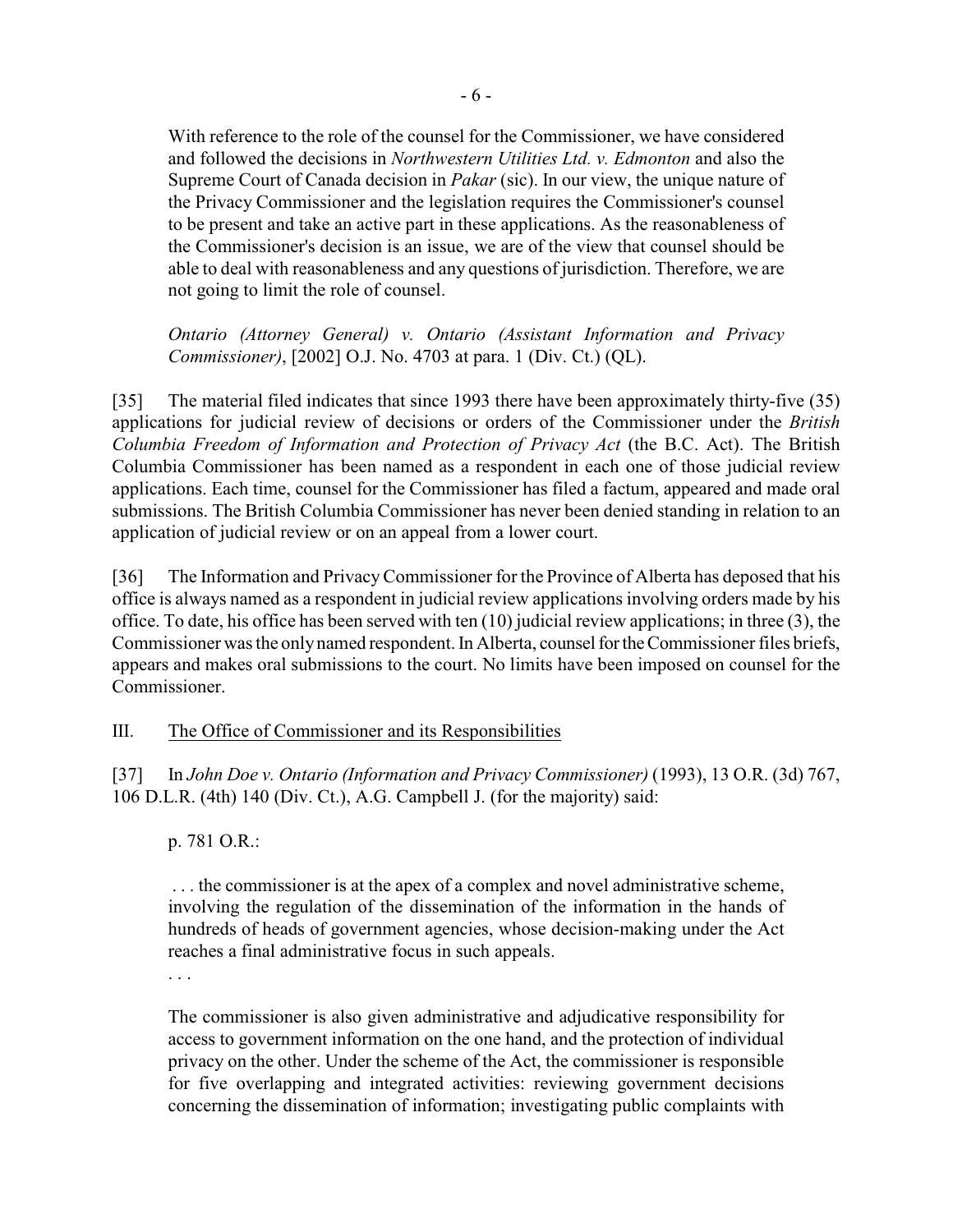> With reference to the role of the counsel for the Commissioner, we have considered and followed the decisions in *Northwestern Utilities Ltd. v. Edmonton* and also the Supreme Court of Canada decision in *Pakar* (sic). In our view, the unique nature of the Privacy Commissioner and the legislation requires the Commissioner's counsel to be present and take an active part in these applications. As the reasonableness of the Commissioner's decision is an issue, we are of the view that counsel should be able to deal with reasonableness and any questions of jurisdiction. Therefore, we are not going to limit the role of counsel.
>
> *Ontario (Attorney General) v. Ontario (Assistant Information and Privacy Commissioner)*, [2002] O.J. No. 4703 at para. 1 (Div. Ct.) (QL).

[35] The material filed indicates that since 1993 there have been approximately thirty-five (35) applications for judicial review of decisions or orders of the Commissioner under the *British Columbia Freedom of Information and Protection of Privacy Act* (the B.C. Act). The British Columbia Commissioner has been named as a respondent in each one of those judicial review applications. Each time, counsel for the Commissioner has filed a factum, appeared and made oral submissions. The British Columbia Commissioner has never been denied standing in relation to an application of judicial review or on an appeal from a lower court.

[36] The Information and Privacy Commissioner for the Province of Alberta has deposed that his office is always named as a respondent in judicial review applications involving orders made by his office. To date, his office has been served with ten (10) judicial review applications; in three (3), the Commissioner was the only named respondent. In Alberta, counsel for the Commissioner files briefs, appears and makes oral submissions to the court. No limits have been imposed on counsel for the Commissioner.

## III. <u>The Office of Commissioner and its Responsibilities</u>

[37] In *John Doe v. Ontario (Information and Privacy Commissioner)* (1993), 13 O.R. (3d) 767, 106 D.L.R. (4th) 140 (Div. Ct.), A.G. Campbell J. (for the majority) said:

> p. 781 O.R.:
>
> . . . the commissioner is at the apex of a complex and novel administrative scheme, involving the regulation of the dissemination of the information in the hands of hundreds of heads of government agencies, whose decision-making under the Act reaches a final administrative focus in such appeals.
>
> . . .
>
> The commissioner is also given administrative and adjudicative responsibility for access to government information on the one hand, and the protection of individual privacy on the other. Under the scheme of the Act, the commissioner is responsible for five overlapping and integrated activities: reviewing government decisions concerning the dissemination of information; investigating public complaints with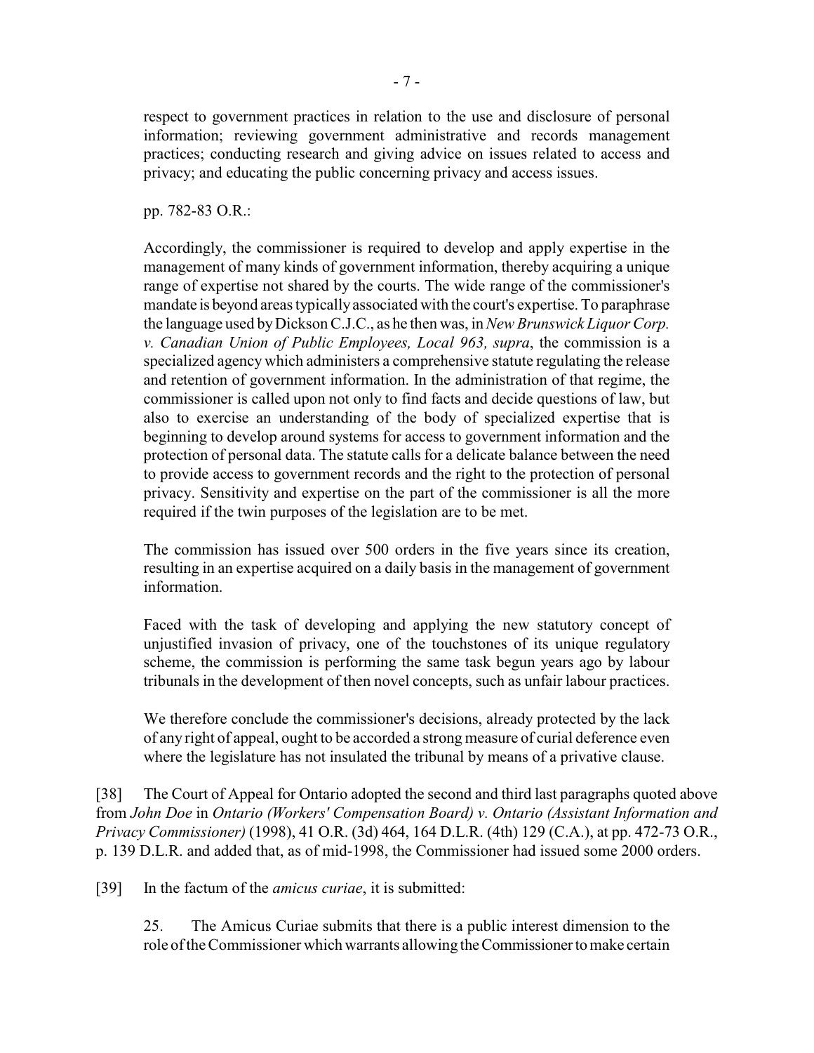respect to government practices in relation to the use and disclosure of personal information; reviewing government administrative and records management practices; conducting research and giving advice on issues related to access and privacy; and educating the public concerning privacy and access issues.

pp. 782-83 O.R.:

> Accordingly, the commissioner is required to develop and apply expertise in the management of many kinds of government information, thereby acquiring a unique range of expertise not shared by the courts. The wide range of the commissioner's mandate is beyond areas typically associated with the court's expertise. To paraphrase the language used by Dickson C.J.C., as he then was, in *New Brunswick Liquor Corp. v. Canadian Union of Public Employees, Local 963, supra*, the commission is a specialized agency which administers a comprehensive statute regulating the release and retention of government information. In the administration of that regime, the commissioner is called upon not only to find facts and decide questions of law, but also to exercise an understanding of the body of specialized expertise that is beginning to develop around systems for access to government information and the protection of personal data. The statute calls for a delicate balance between the need to provide access to government records and the right to the protection of personal privacy. Sensitivity and expertise on the part of the commissioner is all the more required if the twin purposes of the legislation are to be met.
>
> The commission has issued over 500 orders in the five years since its creation, resulting in an expertise acquired on a daily basis in the management of government information.
>
> Faced with the task of developing and applying the new statutory concept of unjustified invasion of privacy, one of the touchstones of its unique regulatory scheme, the commission is performing the same task begun years ago by labour tribunals in the development of then novel concepts, such as unfair labour practices.
>
> We therefore conclude the commissioner's decisions, already protected by the lack of any right of appeal, ought to be accorded a strong measure of curial deference even where the legislature has not insulated the tribunal by means of a privative clause.

[38] The Court of Appeal for Ontario adopted the second and third last paragraphs quoted above from *John Doe* in *Ontario (Workers' Compensation Board) v. Ontario (Assistant Information and Privacy Commissioner)* (1998), 41 O.R. (3d) 464, 164 D.L.R. (4th) 129 (C.A.), at pp. 472-73 O.R., p. 139 D.L.R. and added that, as of mid-1998, the Commissioner had issued some 2000 orders.

[39] In the factum of the *amicus curiae*, it is submitted:

> 25. The Amicus Curiae submits that there is a public interest dimension to the role of the Commissioner which warrants allowing the Commissioner to make certain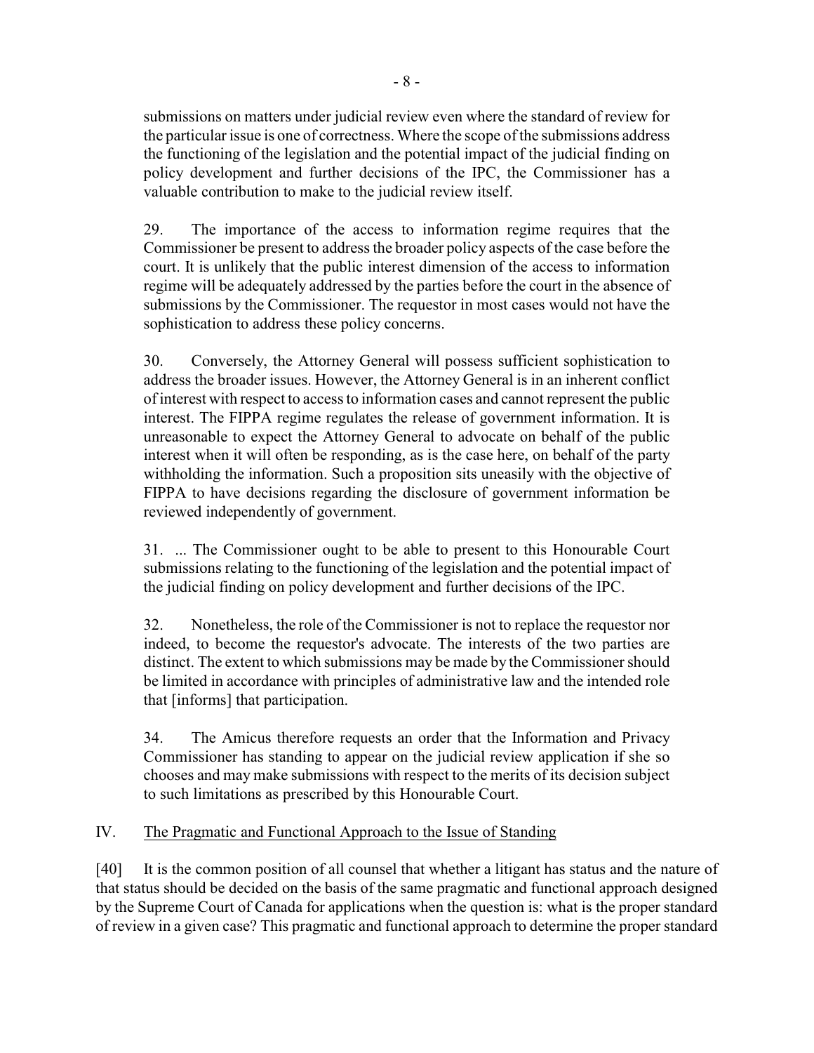> submissions on matters under judicial review even where the standard of review for the particular issue is one of correctness. Where the scope of the submissions address the functioning of the legislation and the potential impact of the judicial finding on policy development and further decisions of the IPC, the Commissioner has a valuable contribution to make to the judicial review itself.
>
> 29. The importance of the access to information regime requires that the Commissioner be present to address the broader policy aspects of the case before the court. It is unlikely that the public interest dimension of the access to information regime will be adequately addressed by the parties before the court in the absence of submissions by the Commissioner. The requestor in most cases would not have the sophistication to address these policy concerns.
>
> 30. Conversely, the Attorney General will possess sufficient sophistication to address the broader issues. However, the Attorney General is in an inherent conflict of interest with respect to access to information cases and cannot represent the public interest. The FIPPA regime regulates the release of government information. It is unreasonable to expect the Attorney General to advocate on behalf of the public interest when it will often be responding, as is the case here, on behalf of the party withholding the information. Such a proposition sits uneasily with the objective of FIPPA to have decisions regarding the disclosure of government information be reviewed independently of government.
>
> 31. ... The Commissioner ought to be able to present to this Honourable Court submissions relating to the functioning of the legislation and the potential impact of the judicial finding on policy development and further decisions of the IPC.
>
> 32. Nonetheless, the role of the Commissioner is not to replace the requestor nor indeed, to become the requestor's advocate. The interests of the two parties are distinct. The extent to which submissions may be made by the Commissioner should be limited in accordance with principles of administrative law and the intended role that [informs] that participation.
>
> 34. The Amicus therefore requests an order that the Information and Privacy Commissioner has standing to appear on the judicial review application if she so chooses and may make submissions with respect to the merits of its decision subject to such limitations as prescribed by this Honourable Court.

## IV. The Pragmatic and Functional Approach to the Issue of Standing

[40] It is the common position of all counsel that whether a litigant has status and the nature of that status should be decided on the basis of the same pragmatic and functional approach designed by the Supreme Court of Canada for applications when the question is: what is the proper standard of review in a given case? This pragmatic and functional approach to determine the proper standard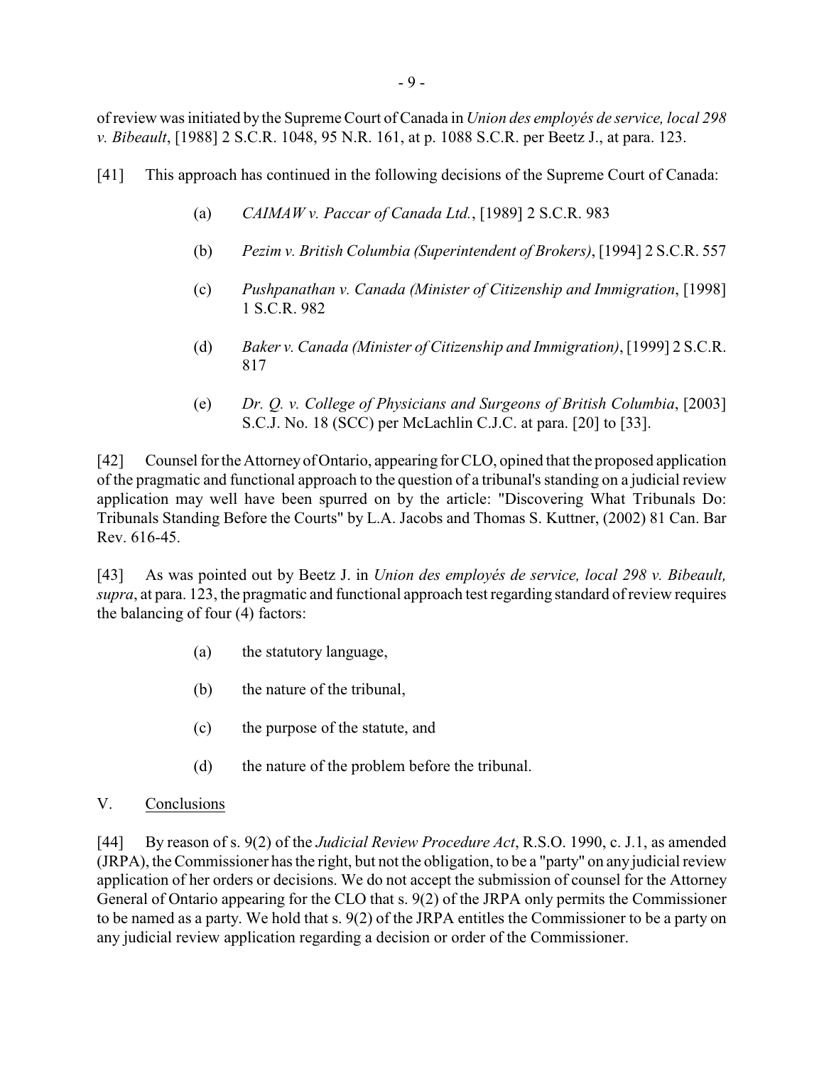of review was initiated by the Supreme Court of Canada in *Union des employés de service, local 298 v. Bibeault*, [1988] 2 S.C.R. 1048, 95 N.R. 161, at p. 1088 S.C.R. per Beetz J., at para. 123.

[41] This approach has continued in the following decisions of the Supreme Court of Canada:

(a) *CAIMAW v. Paccar of Canada Ltd.*, [1989] 2 S.C.R. 983

(b) *Pezim v. British Columbia (Superintendent of Brokers)*, [1994] 2 S.C.R. 557

(c) *Pushpanathan v. Canada (Minister of Citizenship and Immigration*, [1998] 1 S.C.R. 982

(d) *Baker v. Canada (Minister of Citizenship and Immigration)*, [1999] 2 S.C.R. 817

(e) *Dr. Q. v. College of Physicians and Surgeons of British Columbia*, [2003] S.C.J. No. 18 (SCC) per McLachlin C.J.C. at para. [20] to [33].

[42] Counsel for the Attorney of Ontario, appearing for CLO, opined that the proposed application of the pragmatic and functional approach to the question of a tribunal's standing on a judicial review application may well have been spurred on by the article: "Discovering What Tribunals Do: Tribunals Standing Before the Courts" by L.A. Jacobs and Thomas S. Kuttner, (2002) 81 Can. Bar Rev. 616-45.

[43] As was pointed out by Beetz J. in *Union des employés de service, local 298 v. Bibeault, supra*, at para. 123, the pragmatic and functional approach test regarding standard of review requires the balancing of four (4) factors:

(a) the statutory language,

(b) the nature of the tribunal,

(c) the purpose of the statute, and

(d) the nature of the problem before the tribunal.

## V. Conclusions

[44] By reason of s. 9(2) of the *Judicial Review Procedure Act*, R.S.O. 1990, c. J.1, as amended (JRPA), the Commissioner has the right, but not the obligation, to be a "party" on any judicial review application of her orders or decisions. We do not accept the submission of counsel for the Attorney General of Ontario appearing for the CLO that s. 9(2) of the JRPA only permits the Commissioner to be named as a party. We hold that s. 9(2) of the JRPA entitles the Commissioner to be a party on any judicial review application regarding a decision or order of the Commissioner.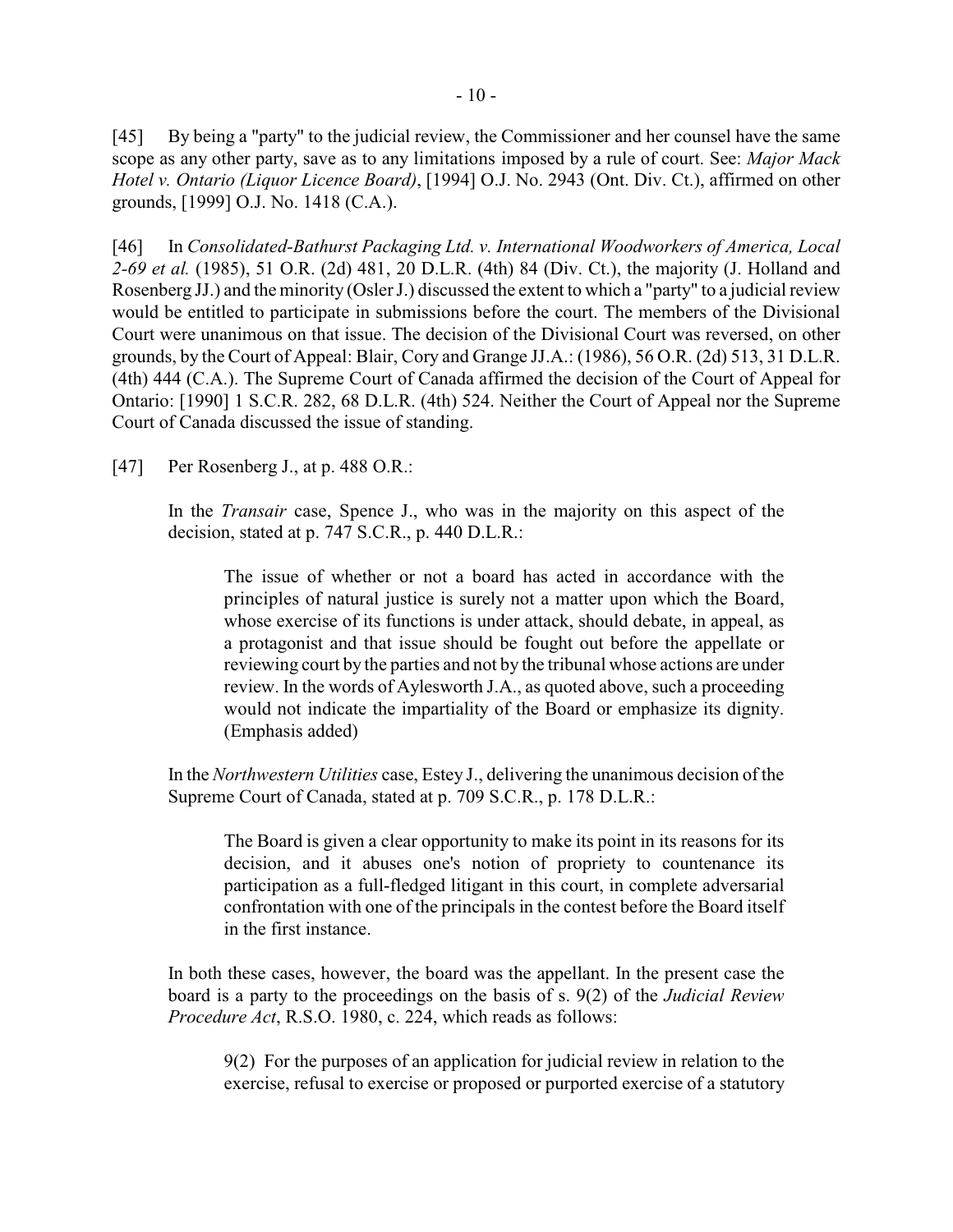[45] By being a "party" to the judicial review, the Commissioner and her counsel have the same scope as any other party, save as to any limitations imposed by a rule of court. See: *Major Mack Hotel v. Ontario (Liquor Licence Board)*, [1994] O.J. No. 2943 (Ont. Div. Ct.), affirmed on other grounds, [1999] O.J. No. 1418 (C.A.).

[46] In *Consolidated-Bathurst Packaging Ltd. v. International Woodworkers of America, Local 2-69 et al.* (1985), 51 O.R. (2d) 481, 20 D.L.R. (4th) 84 (Div. Ct.), the majority (J. Holland and Rosenberg JJ.) and the minority (Osler J.) discussed the extent to which a "party" to a judicial review would be entitled to participate in submissions before the court. The members of the Divisional Court were unanimous on that issue. The decision of the Divisional Court was reversed, on other grounds, by the Court of Appeal: Blair, Cory and Grange JJ.A.: (1986), 56 O.R. (2d) 513, 31 D.L.R. (4th) 444 (C.A.). The Supreme Court of Canada affirmed the decision of the Court of Appeal for Ontario: [1990] 1 S.C.R. 282, 68 D.L.R. (4th) 524. Neither the Court of Appeal nor the Supreme Court of Canada discussed the issue of standing.

[47] Per Rosenberg J., at p. 488 O.R.:

> In the *Transair* case, Spence J., who was in the majority on this aspect of the decision, stated at p. 747 S.C.R., p. 440 D.L.R.:
>
> > The issue of whether or not a board has acted in accordance with the principles of natural justice is surely not a matter upon which the Board, whose exercise of its functions is under attack, should debate, in appeal, as a protagonist and that issue should be fought out before the appellate or reviewing court by the parties and not by the tribunal whose actions are under review. In the words of Aylesworth J.A., as quoted above, such a proceeding would not indicate the impartiality of the Board or emphasize its dignity. (Emphasis added)
>
> In the *Northwestern Utilities* case, Estey J., delivering the unanimous decision of the Supreme Court of Canada, stated at p. 709 S.C.R., p. 178 D.L.R.:
>
> > The Board is given a clear opportunity to make its point in its reasons for its decision, and it abuses one's notion of propriety to countenance its participation as a full-fledged litigant in this court, in complete adversarial confrontation with one of the principals in the contest before the Board itself in the first instance.
>
> In both these cases, however, the board was the appellant. In the present case the board is a party to the proceedings on the basis of s. 9(2) of the *Judicial Review Procedure Act*, R.S.O. 1980, c. 224, which reads as follows:
>
> > 9(2) For the purposes of an application for judicial review in relation to the exercise, refusal to exercise or proposed or purported exercise of a statutory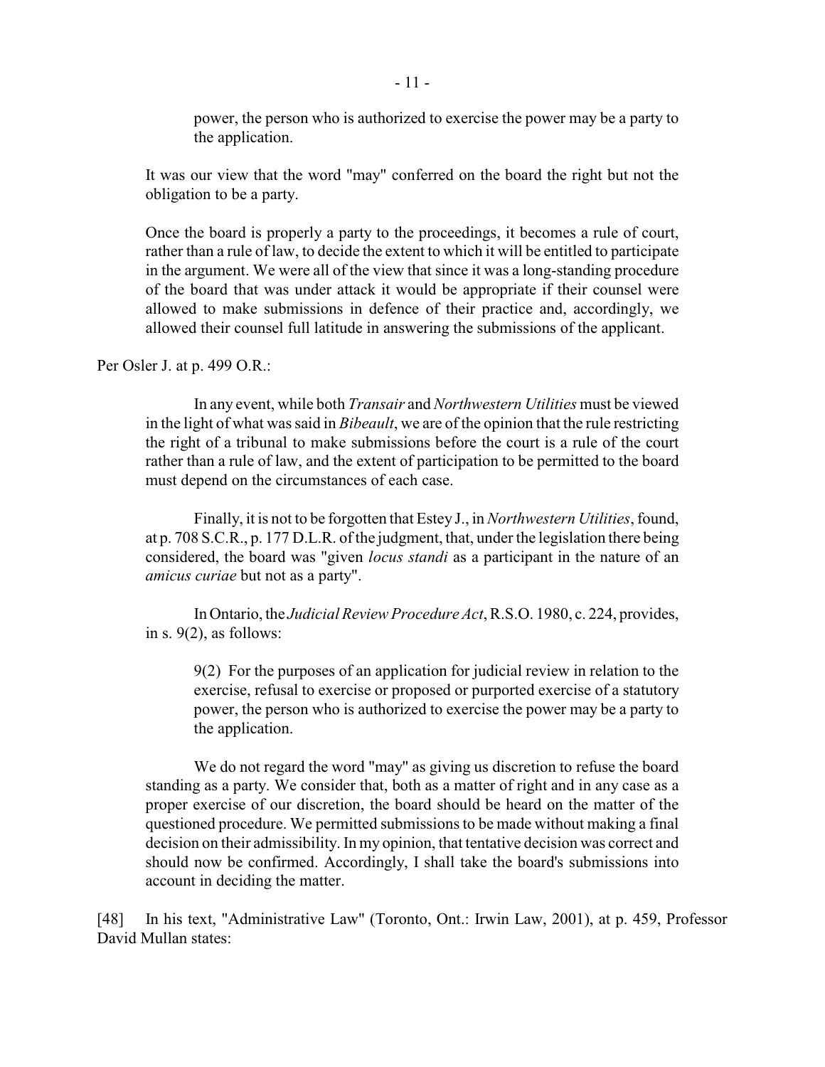> power, the person who is authorized to exercise the power may be a party to the application.

> It was our view that the word "may" conferred on the board the right but not the obligation to be a party.
>
> Once the board is properly a party to the proceedings, it becomes a rule of court, rather than a rule of law, to decide the extent to which it will be entitled to participate in the argument. We were all of the view that since it was a long-standing procedure of the board that was under attack it would be appropriate if their counsel were allowed to make submissions in defence of their practice and, accordingly, we allowed their counsel full latitude in answering the submissions of the applicant.

Per Osler J. at p. 499 O.R.:

> In any event, while both *Transair* and *Northwestern Utilities* must be viewed in the light of what was said in *Bibeault*, we are of the opinion that the rule restricting the right of a tribunal to make submissions before the court is a rule of the court rather than a rule of law, and the extent of participation to be permitted to the board must depend on the circumstances of each case.
>
> Finally, it is not to be forgotten that Estey J., in *Northwestern Utilities*, found, at p. 708 S.C.R., p. 177 D.L.R. of the judgment, that, under the legislation there being considered, the board was "given *locus standi* as a participant in the nature of an *amicus curiae* but not as a party".
>
> In Ontario, the *Judicial Review Procedure Act*, R.S.O. 1980, c. 224, provides, in s. 9(2), as follows:
>
> > 9(2) For the purposes of an application for judicial review in relation to the exercise, refusal to exercise or proposed or purported exercise of a statutory power, the person who is authorized to exercise the power may be a party to the application.
>
> We do not regard the word "may" as giving us discretion to refuse the board standing as a party. We consider that, both as a matter of right and in any case as a proper exercise of our discretion, the board should be heard on the matter of the questioned procedure. We permitted submissions to be made without making a final decision on their admissibility. In my opinion, that tentative decision was correct and should now be confirmed. Accordingly, I shall take the board's submissions into account in deciding the matter.

[48] In his text, "Administrative Law" (Toronto, Ont.: Irwin Law, 2001), at p. 459, Professor David Mullan states: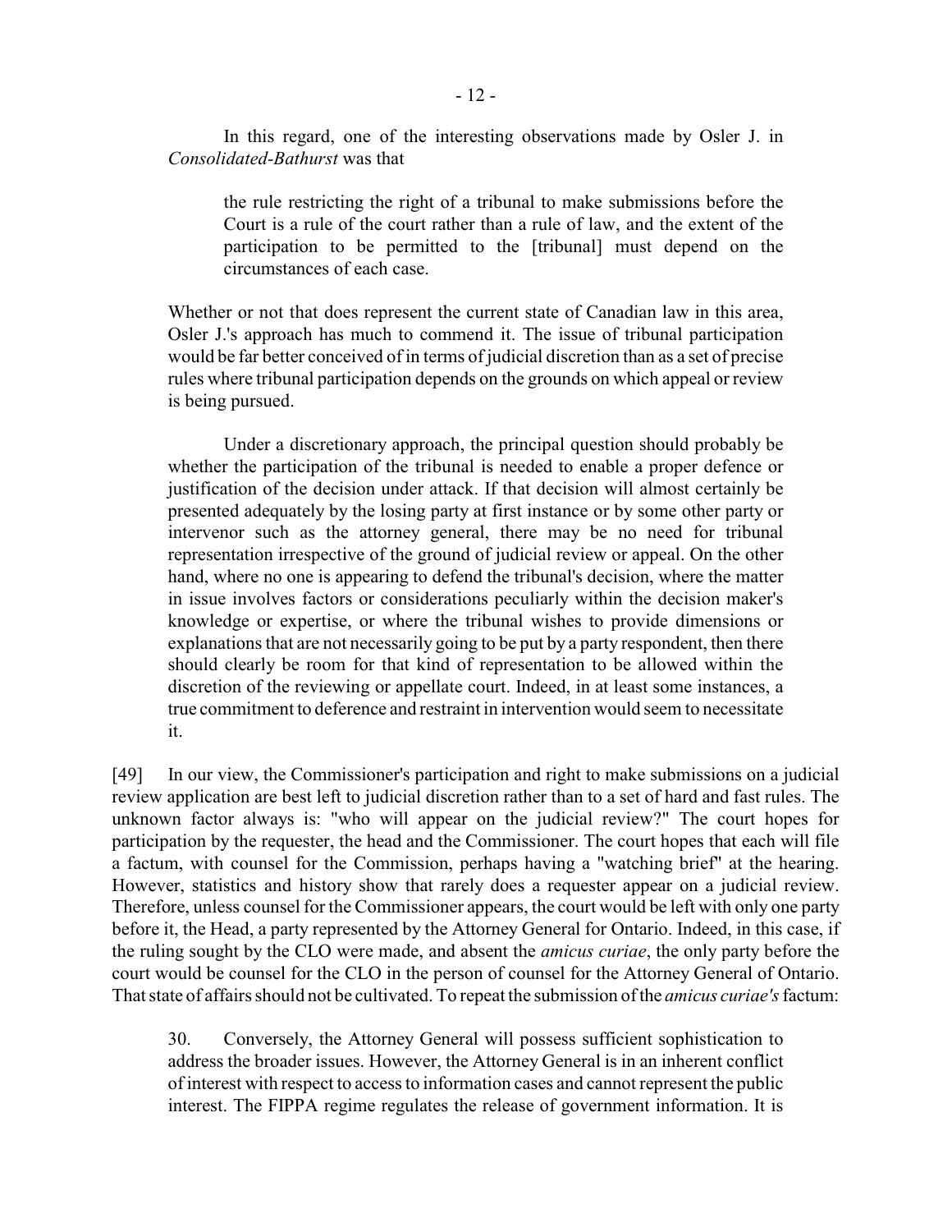In this regard, one of the interesting observations made by Osler J. in *Consolidated-Bathurst* was that

> the rule restricting the right of a tribunal to make submissions before the Court is a rule of the court rather than a rule of law, and the extent of the participation to be permitted to the [tribunal] must depend on the circumstances of each case.

Whether or not that does represent the current state of Canadian law in this area, Osler J.'s approach has much to commend it. The issue of tribunal participation would be far better conceived of in terms of judicial discretion than as a set of precise rules where tribunal participation depends on the grounds on which appeal or review is being pursued.

Under a discretionary approach, the principal question should probably be whether the participation of the tribunal is needed to enable a proper defence or justification of the decision under attack. If that decision will almost certainly be presented adequately by the losing party at first instance or by some other party or intervenor such as the attorney general, there may be no need for tribunal representation irrespective of the ground of judicial review or appeal. On the other hand, where no one is appearing to defend the tribunal's decision, where the matter in issue involves factors or considerations peculiarly within the decision maker's knowledge or expertise, or where the tribunal wishes to provide dimensions or explanations that are not necessarily going to be put by a party respondent, then there should clearly be room for that kind of representation to be allowed within the discretion of the reviewing or appellate court. Indeed, in at least some instances, a true commitment to deference and restraint in intervention would seem to necessitate it.

[49] In our view, the Commissioner's participation and right to make submissions on a judicial review application are best left to judicial discretion rather than to a set of hard and fast rules. The unknown factor always is: "who will appear on the judicial review?" The court hopes for participation by the requester, the head and the Commissioner. The court hopes that each will file a factum, with counsel for the Commission, perhaps having a "watching brief" at the hearing. However, statistics and history show that rarely does a requester appear on a judicial review. Therefore, unless counsel for the Commissioner appears, the court would be left with only one party before it, the Head, a party represented by the Attorney General for Ontario. Indeed, in this case, if the ruling sought by the CLO were made, and absent the *amicus curiae*, the only party before the court would be counsel for the CLO in the person of counsel for the Attorney General of Ontario. That state of affairs should not be cultivated. To repeat the submission of the *amicus curiae's* factum:

> 30. Conversely, the Attorney General will possess sufficient sophistication to address the broader issues. However, the Attorney General is in an inherent conflict of interest with respect to access to information cases and cannot represent the public interest. The FIPPA regime regulates the release of government information. It is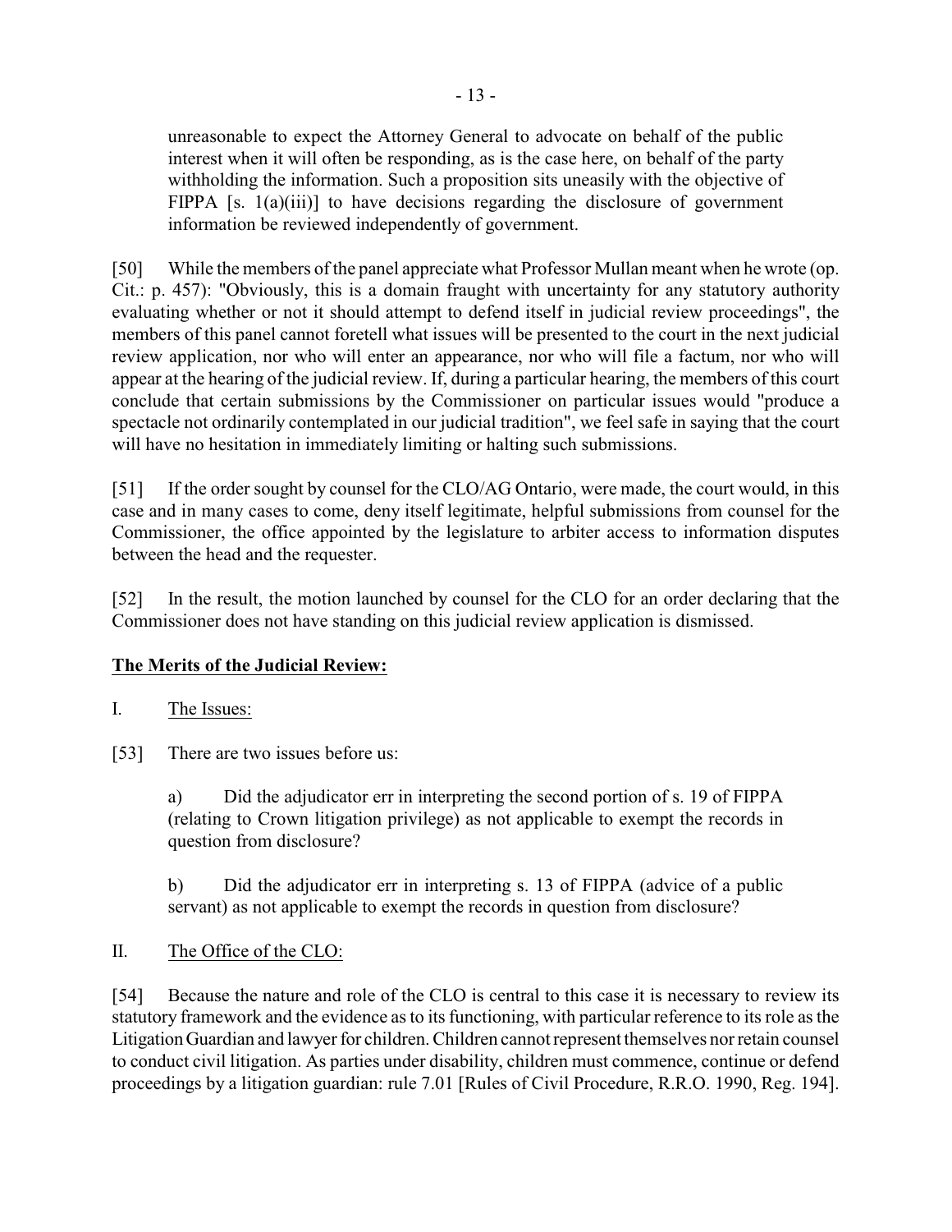> unreasonable to expect the Attorney General to advocate on behalf of the public interest when it will often be responding, as is the case here, on behalf of the party withholding the information. Such a proposition sits uneasily with the objective of FIPPA [s. 1(a)(iii)] to have decisions regarding the disclosure of government information be reviewed independently of government.

[50] While the members of the panel appreciate what Professor Mullan meant when he wrote (op. Cit.: p. 457): "Obviously, this is a domain fraught with uncertainty for any statutory authority evaluating whether or not it should attempt to defend itself in judicial review proceedings", the members of this panel cannot foretell what issues will be presented to the court in the next judicial review application, nor who will enter an appearance, nor who will file a factum, nor who will appear at the hearing of the judicial review. If, during a particular hearing, the members of this court conclude that certain submissions by the Commissioner on particular issues would "produce a spectacle not ordinarily contemplated in our judicial tradition", we feel safe in saying that the court will have no hesitation in immediately limiting or halting such submissions.

[51] If the order sought by counsel for the CLO/AG Ontario, were made, the court would, in this case and in many cases to come, deny itself legitimate, helpful submissions from counsel for the Commissioner, the office appointed by the legislature to arbiter access to information disputes between the head and the requester.

[52] In the result, the motion launched by counsel for the CLO for an order declaring that the Commissioner does not have standing on this judicial review application is dismissed.

## The Merits of the Judicial Review:

I. The Issues:

[53] There are two issues before us:

> a) Did the adjudicator err in interpreting the second portion of s. 19 of FIPPA (relating to Crown litigation privilege) as not applicable to exempt the records in question from disclosure?
>
> b) Did the adjudicator err in interpreting s. 13 of FIPPA (advice of a public servant) as not applicable to exempt the records in question from disclosure?

II. The Office of the CLO:

[54] Because the nature and role of the CLO is central to this case it is necessary to review its statutory framework and the evidence as to its functioning, with particular reference to its role as the Litigation Guardian and lawyer for children. Children cannot represent themselves nor retain counsel to conduct civil litigation. As parties under disability, children must commence, continue or defend proceedings by a litigation guardian: rule 7.01 [Rules of Civil Procedure, R.R.O. 1990, Reg. 194].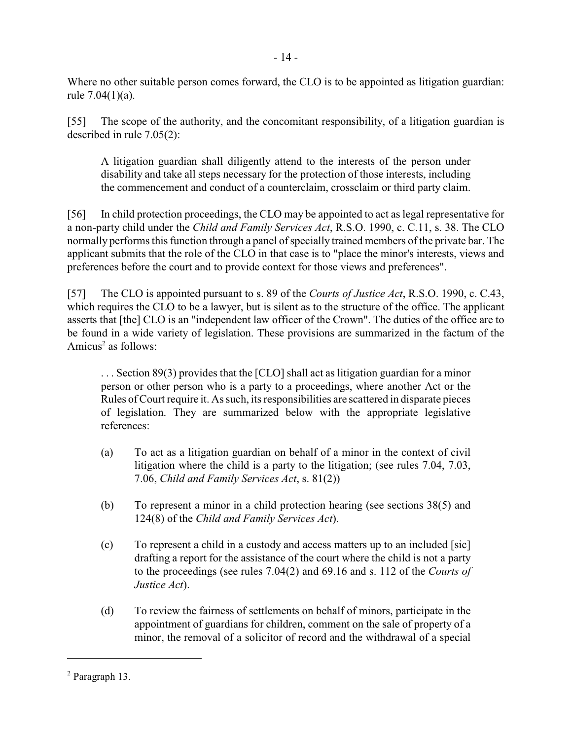Where no other suitable person comes forward, the CLO is to be appointed as litigation guardian: rule 7.04(1)(a).

[55] The scope of the authority, and the concomitant responsibility, of a litigation guardian is described in rule 7.05(2):

> A litigation guardian shall diligently attend to the interests of the person under disability and take all steps necessary for the protection of those interests, including the commencement and conduct of a counterclaim, crossclaim or third party claim.

[56] In child protection proceedings, the CLO may be appointed to act as legal representative for a non-party child under the *Child and Family Services Act*, R.S.O. 1990, c. C.11, s. 38. The CLO normally performs this function through a panel of specially trained members of the private bar. The applicant submits that the role of the CLO in that case is to "place the minor's interests, views and preferences before the court and to provide context for those views and preferences".

[57] The CLO is appointed pursuant to s. 89 of the *Courts of Justice Act*, R.S.O. 1990, c. C.43, which requires the CLO to be a lawyer, but is silent as to the structure of the office. The applicant asserts that [the] CLO is an "independent law officer of the Crown". The duties of the office are to be found in a wide variety of legislation. These provisions are summarized in the factum of the Amicus[2] as follows:

> . . . Section 89(3) provides that the [CLO] shall act as litigation guardian for a minor person or other person who is a party to a proceedings, where another Act or the Rules of Court require it. As such, its responsibilities are scattered in disparate pieces of legislation. They are summarized below with the appropriate legislative references:
>
> (a) To act as a litigation guardian on behalf of a minor in the context of civil litigation where the child is a party to the litigation; (see rules 7.04, 7.03, 7.06, *Child and Family Services Act*, s. 81(2))
>
> (b) To represent a minor in a child protection hearing (see sections 38(5) and 124(8) of the *Child and Family Services Act*).
>
> (c) To represent a child in a custody and access matters up to an included [sic] drafting a report for the assistance of the court where the child is not a party to the proceedings (see rules 7.04(2) and 69.16 and s. 112 of the *Courts of Justice Act*).
>
> (d) To review the fairness of settlements on behalf of minors, participate in the appointment of guardians for children, comment on the sale of property of a minor, the removal of a solicitor of record and the withdrawal of a special

---

[2] Paragraph 13.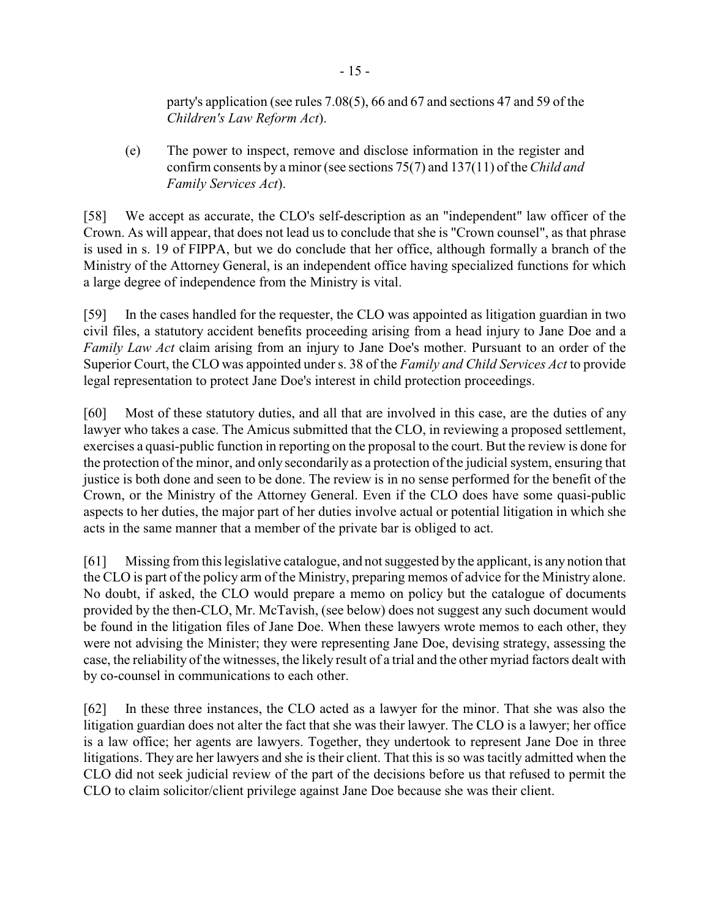party's application (see rules 7.08(5), 66 and 67 and sections 47 and 59 of the *Children's Law Reform Act*).

(e) The power to inspect, remove and disclose information in the register and confirm consents by a minor (see sections 75(7) and 137(11) of the *Child and Family Services Act*).

[58] We accept as accurate, the CLO's self-description as an "independent" law officer of the Crown. As will appear, that does not lead us to conclude that she is "Crown counsel", as that phrase is used in s. 19 of FIPPA, but we do conclude that her office, although formally a branch of the Ministry of the Attorney General, is an independent office having specialized functions for which a large degree of independence from the Ministry is vital.

[59] In the cases handled for the requester, the CLO was appointed as litigation guardian in two civil files, a statutory accident benefits proceeding arising from a head injury to Jane Doe and a *Family Law Act* claim arising from an injury to Jane Doe's mother. Pursuant to an order of the Superior Court, the CLO was appointed under s. 38 of the *Family and Child Services Act* to provide legal representation to protect Jane Doe's interest in child protection proceedings.

[60] Most of these statutory duties, and all that are involved in this case, are the duties of any lawyer who takes a case. The Amicus submitted that the CLO, in reviewing a proposed settlement, exercises a quasi-public function in reporting on the proposal to the court. But the review is done for the protection of the minor, and only secondarily as a protection of the judicial system, ensuring that justice is both done and seen to be done. The review is in no sense performed for the benefit of the Crown, or the Ministry of the Attorney General. Even if the CLO does have some quasi-public aspects to her duties, the major part of her duties involve actual or potential litigation in which she acts in the same manner that a member of the private bar is obliged to act.

[61] Missing from this legislative catalogue, and not suggested by the applicant, is any notion that the CLO is part of the policy arm of the Ministry, preparing memos of advice for the Ministry alone. No doubt, if asked, the CLO would prepare a memo on policy but the catalogue of documents provided by the then-CLO, Mr. McTavish, (see below) does not suggest any such document would be found in the litigation files of Jane Doe. When these lawyers wrote memos to each other, they were not advising the Minister; they were representing Jane Doe, devising strategy, assessing the case, the reliability of the witnesses, the likely result of a trial and the other myriad factors dealt with by co-counsel in communications to each other.

[62] In these three instances, the CLO acted as a lawyer for the minor. That she was also the litigation guardian does not alter the fact that she was their lawyer. The CLO is a lawyer; her office is a law office; her agents are lawyers. Together, they undertook to represent Jane Doe in three litigations. They are her lawyers and she is their client. That this is so was tacitly admitted when the CLO did not seek judicial review of the part of the decisions before us that refused to permit the CLO to claim solicitor/client privilege against Jane Doe because she was their client.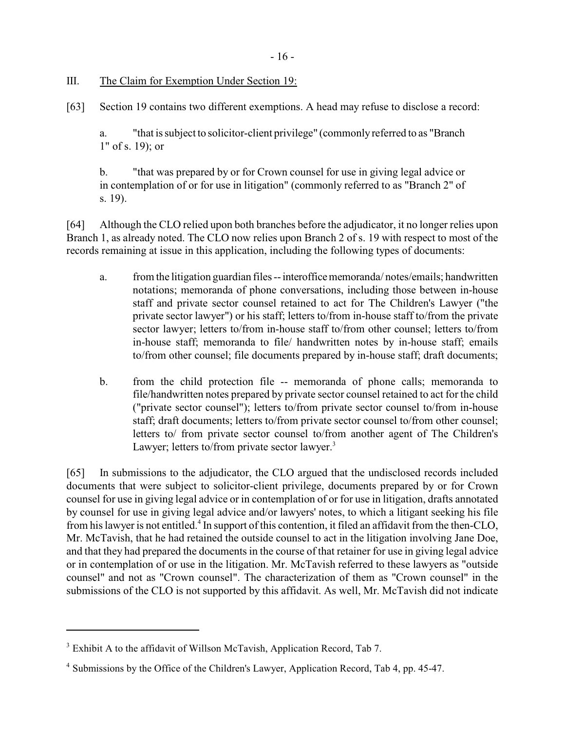## III. The Claim for Exemption Under Section 19:

[63] Section 19 contains two different exemptions. A head may refuse to disclose a record:

> a. "that is subject to solicitor-client privilege" (commonly referred to as "Branch 1" of s. 19); or
>
> b. "that was prepared by or for Crown counsel for use in giving legal advice or in contemplation of or for use in litigation" (commonly referred to as "Branch 2" of s. 19).

[64] Although the CLO relied upon both branches before the adjudicator, it no longer relies upon Branch 1, as already noted. The CLO now relies upon Branch 2 of s. 19 with respect to most of the records remaining at issue in this application, including the following types of documents:

> a. from the litigation guardian files -- interoffice memoranda/ notes/emails; handwritten notations; memoranda of phone conversations, including those between in-house staff and private sector counsel retained to act for The Children's Lawyer ("the private sector lawyer") or his staff; letters to/from in-house staff to/from the private sector lawyer; letters to/from in-house staff to/from other counsel; letters to/from in-house staff; memoranda to file/ handwritten notes by in-house staff; emails to/from other counsel; file documents prepared by in-house staff; draft documents;
>
> b. from the child protection file -- memoranda of phone calls; memoranda to file/handwritten notes prepared by private sector counsel retained to act for the child ("private sector counsel"); letters to/from private sector counsel to/from in-house staff; draft documents; letters to/from private sector counsel to/from other counsel; letters to/ from private sector counsel to/from another agent of The Children's Lawyer; letters to/from private sector lawyer.[3]

[65] In submissions to the adjudicator, the CLO argued that the undisclosed records included documents that were subject to solicitor-client privilege, documents prepared by or for Crown counsel for use in giving legal advice or in contemplation of or for use in litigation, drafts annotated by counsel for use in giving legal advice and/or lawyers' notes, to which a litigant seeking his file from his lawyer is not entitled.[4] In support of this contention, it filed an affidavit from the then-CLO, Mr. McTavish, that he had retained the outside counsel to act in the litigation involving Jane Doe, and that they had prepared the documents in the course of that retainer for use in giving legal advice or in contemplation of or use in the litigation. Mr. McTavish referred to these lawyers as "outside counsel" and not as "Crown counsel". The characterization of them as "Crown counsel" in the submissions of the CLO is not supported by this affidavit. As well, Mr. McTavish did not indicate

---

[3] Exhibit A to the affidavit of Willson McTavish, Application Record, Tab 7.

[4] Submissions by the Office of the Children's Lawyer, Application Record, Tab 4, pp. 45-47.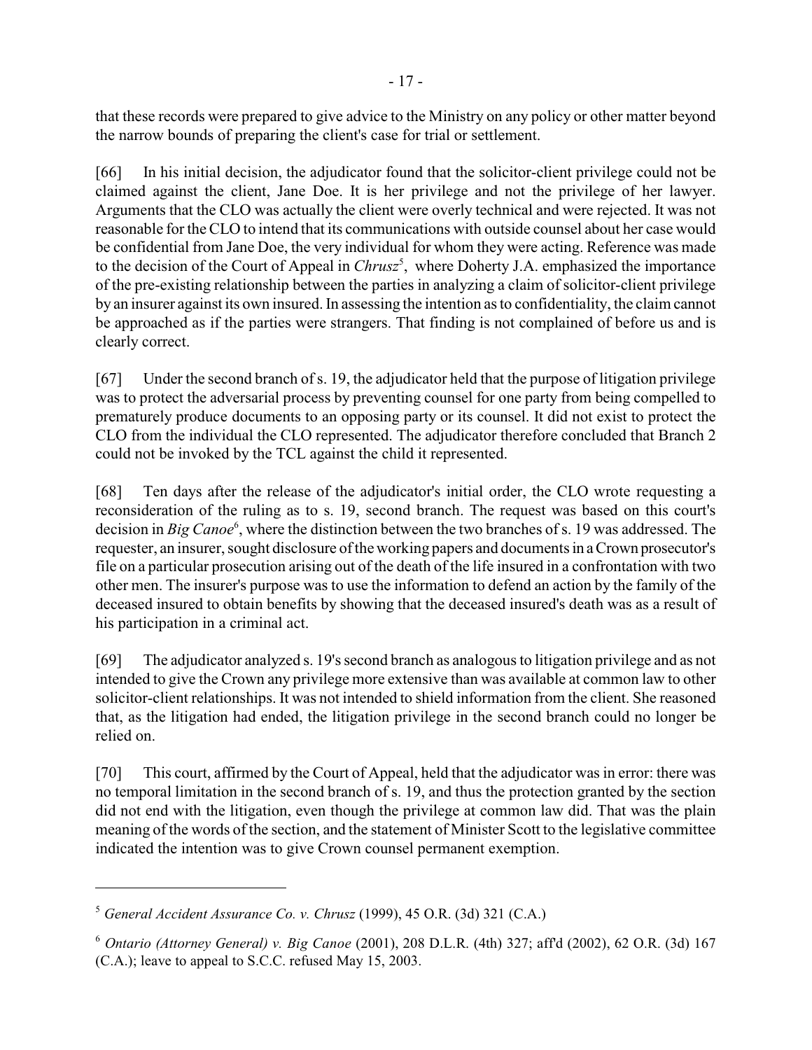that these records were prepared to give advice to the Ministry on any policy or other matter beyond the narrow bounds of preparing the client's case for trial or settlement.

[66] In his initial decision, the adjudicator found that the solicitor-client privilege could not be claimed against the client, Jane Doe. It is her privilege and not the privilege of her lawyer. Arguments that the CLO was actually the client were overly technical and were rejected. It was not reasonable for the CLO to intend that its communications with outside counsel about her case would be confidential from Jane Doe, the very individual for whom they were acting. Reference was made to the decision of the Court of Appeal in *Chrusz*[5], where Doherty J.A. emphasized the importance of the pre-existing relationship between the parties in analyzing a claim of solicitor-client privilege by an insurer against its own insured. In assessing the intention as to confidentiality, the claim cannot be approached as if the parties were strangers. That finding is not complained of before us and is clearly correct.

[67] Under the second branch of s. 19, the adjudicator held that the purpose of litigation privilege was to protect the adversarial process by preventing counsel for one party from being compelled to prematurely produce documents to an opposing party or its counsel. It did not exist to protect the CLO from the individual the CLO represented. The adjudicator therefore concluded that Branch 2 could not be invoked by the TCL against the child it represented.

[68] Ten days after the release of the adjudicator's initial order, the CLO wrote requesting a reconsideration of the ruling as to s. 19, second branch. The request was based on this court's decision in *Big Canoe*[6], where the distinction between the two branches of s. 19 was addressed. The requester, an insurer, sought disclosure of the working papers and documents in a Crown prosecutor's file on a particular prosecution arising out of the death of the life insured in a confrontation with two other men. The insurer's purpose was to use the information to defend an action by the family of the deceased insured to obtain benefits by showing that the deceased insured's death was as a result of his participation in a criminal act.

[69] The adjudicator analyzed s. 19's second branch as analogous to litigation privilege and as not intended to give the Crown any privilege more extensive than was available at common law to other solicitor-client relationships. It was not intended to shield information from the client. She reasoned that, as the litigation had ended, the litigation privilege in the second branch could no longer be relied on.

[70] This court, affirmed by the Court of Appeal, held that the adjudicator was in error: there was no temporal limitation in the second branch of s. 19, and thus the protection granted by the section did not end with the litigation, even though the privilege at common law did. That was the plain meaning of the words of the section, and the statement of Minister Scott to the legislative committee indicated the intention was to give Crown counsel permanent exemption.

---

[5] *General Accident Assurance Co. v. Chrusz* (1999), 45 O.R. (3d) 321 (C.A.)

[6] *Ontario (Attorney General) v. Big Canoe* (2001), 208 D.L.R. (4th) 327; aff'd (2002), 62 O.R. (3d) 167 (C.A.); leave to appeal to S.C.C. refused May 15, 2003.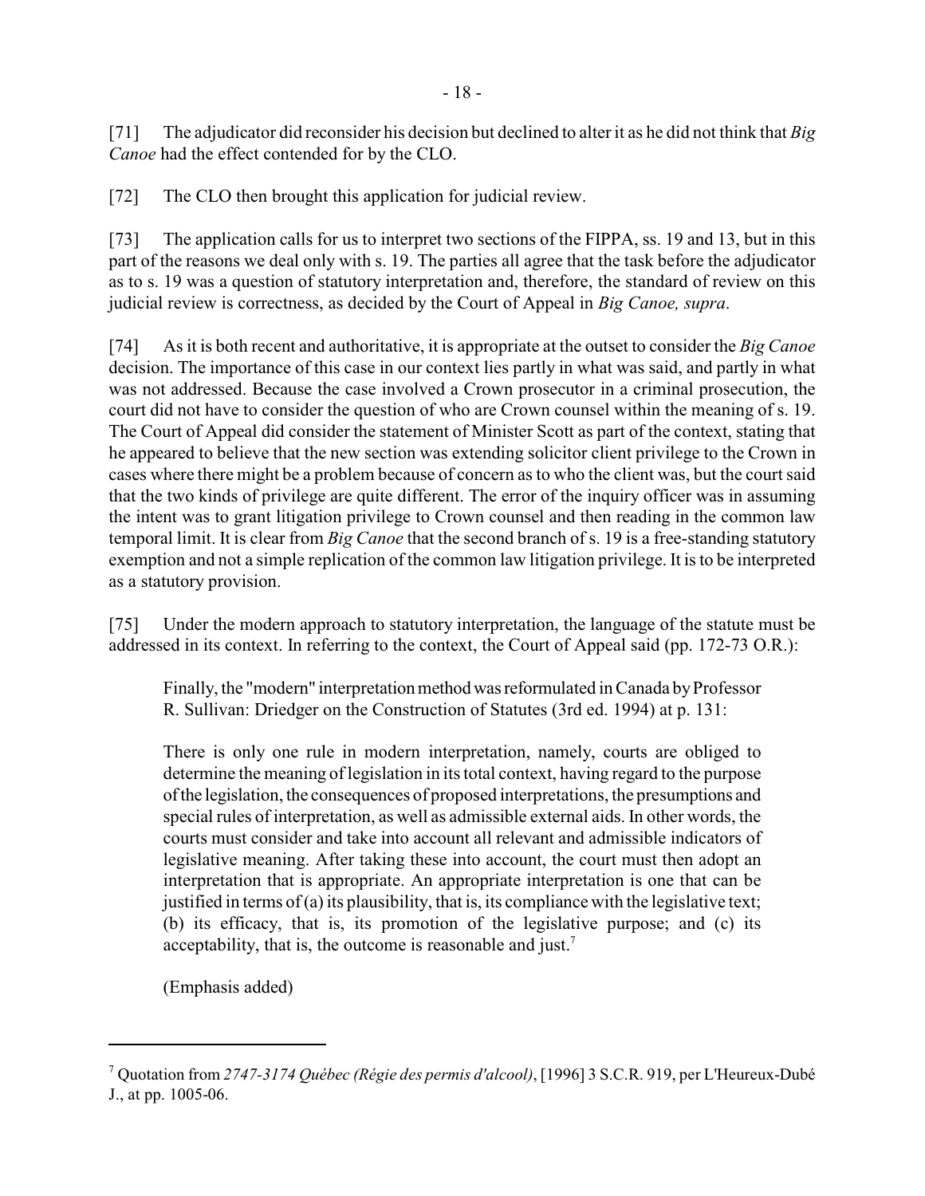[71] The adjudicator did reconsider his decision but declined to alter it as he did not think that *Big Canoe* had the effect contended for by the CLO.

[72] The CLO then brought this application for judicial review.

[73] The application calls for us to interpret two sections of the FIPPA, ss. 19 and 13, but in this part of the reasons we deal only with s. 19. The parties all agree that the task before the adjudicator as to s. 19 was a question of statutory interpretation and, therefore, the standard of review on this judicial review is correctness, as decided by the Court of Appeal in *Big Canoe, supra*.

[74] As it is both recent and authoritative, it is appropriate at the outset to consider the *Big Canoe* decision. The importance of this case in our context lies partly in what was said, and partly in what was not addressed. Because the case involved a Crown prosecutor in a criminal prosecution, the court did not have to consider the question of who are Crown counsel within the meaning of s. 19. The Court of Appeal did consider the statement of Minister Scott as part of the context, stating that he appeared to believe that the new section was extending solicitor client privilege to the Crown in cases where there might be a problem because of concern as to who the client was, but the court said that the two kinds of privilege are quite different. The error of the inquiry officer was in assuming the intent was to grant litigation privilege to Crown counsel and then reading in the common law temporal limit. It is clear from *Big Canoe* that the second branch of s. 19 is a free-standing statutory exemption and not a simple replication of the common law litigation privilege. It is to be interpreted as a statutory provision.

[75] Under the modern approach to statutory interpretation, the language of the statute must be addressed in its context. In referring to the context, the Court of Appeal said (pp. 172-73 O.R.):

> Finally, the "modern" interpretation method was reformulated in Canada by Professor R. Sullivan: Driedger on the Construction of Statutes (3rd ed. 1994) at p. 131:
>
> There is only one rule in modern interpretation, namely, courts are obliged to determine the meaning of legislation in its total context, having regard to the purpose of the legislation, the consequences of proposed interpretations, the presumptions and special rules of interpretation, as well as admissible external aids. In other words, the courts must consider and take into account all relevant and admissible indicators of legislative meaning. After taking these into account, the court must then adopt an interpretation that is appropriate. An appropriate interpretation is one that can be justified in terms of (a) its plausibility, that is, its compliance with the legislative text; (b) its efficacy, that is, its promotion of the legislative purpose; and (c) its acceptability, that is, the outcome is reasonable and just.[7]
>
> (Emphasis added)

---

[7] Quotation from *2747-3174 Québec (Régie des permis d'alcool)*, [1996] 3 S.C.R. 919, per L'Heureux-Dubé J., at pp. 1005-06.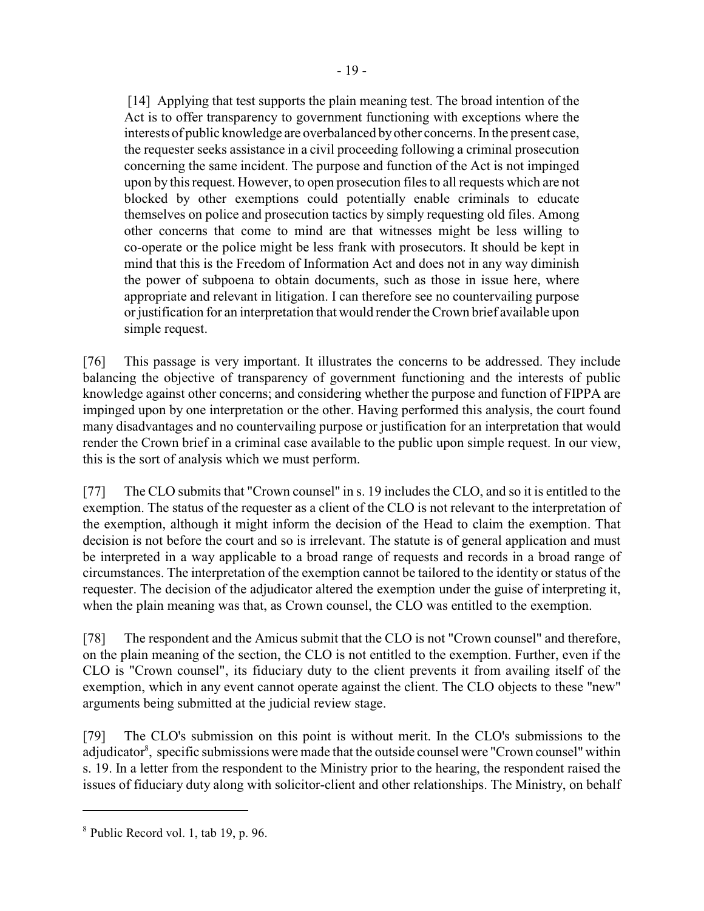> [14] Applying that test supports the plain meaning test. The broad intention of the Act is to offer transparency to government functioning with exceptions where the interests of public knowledge are overbalanced by other concerns. In the present case, the requester seeks assistance in a civil proceeding following a criminal prosecution concerning the same incident. The purpose and function of the Act is not impinged upon by this request. However, to open prosecution files to all requests which are not blocked by other exemptions could potentially enable criminals to educate themselves on police and prosecution tactics by simply requesting old files. Among other concerns that come to mind are that witnesses might be less willing to co-operate or the police might be less frank with prosecutors. It should be kept in mind that this is the Freedom of Information Act and does not in any way diminish the power of subpoena to obtain documents, such as those in issue here, where appropriate and relevant in litigation. I can therefore see no countervailing purpose or justification for an interpretation that would render the Crown brief available upon simple request.

[76] This passage is very important. It illustrates the concerns to be addressed. They include balancing the objective of transparency of government functioning and the interests of public knowledge against other concerns; and considering whether the purpose and function of FIPPA are impinged upon by one interpretation or the other. Having performed this analysis, the court found many disadvantages and no countervailing purpose or justification for an interpretation that would render the Crown brief in a criminal case available to the public upon simple request. In our view, this is the sort of analysis which we must perform.

[77] The CLO submits that "Crown counsel" in s. 19 includes the CLO, and so it is entitled to the exemption. The status of the requester as a client of the CLO is not relevant to the interpretation of the exemption, although it might inform the decision of the Head to claim the exemption. That decision is not before the court and so is irrelevant. The statute is of general application and must be interpreted in a way applicable to a broad range of requests and records in a broad range of circumstances. The interpretation of the exemption cannot be tailored to the identity or status of the requester. The decision of the adjudicator altered the exemption under the guise of interpreting it, when the plain meaning was that, as Crown counsel, the CLO was entitled to the exemption.

[78] The respondent and the Amicus submit that the CLO is not "Crown counsel" and therefore, on the plain meaning of the section, the CLO is not entitled to the exemption. Further, even if the CLO is "Crown counsel", its fiduciary duty to the client prevents it from availing itself of the exemption, which in any event cannot operate against the client. The CLO objects to these "new" arguments being submitted at the judicial review stage.

[79] The CLO's submission on this point is without merit. In the CLO's submissions to the adjudicator[8], specific submissions were made that the outside counsel were "Crown counsel" within s. 19. In a letter from the respondent to the Ministry prior to the hearing, the respondent raised the issues of fiduciary duty along with solicitor-client and other relationships. The Ministry, on behalf

---

[8] Public Record vol. 1, tab 19, p. 96.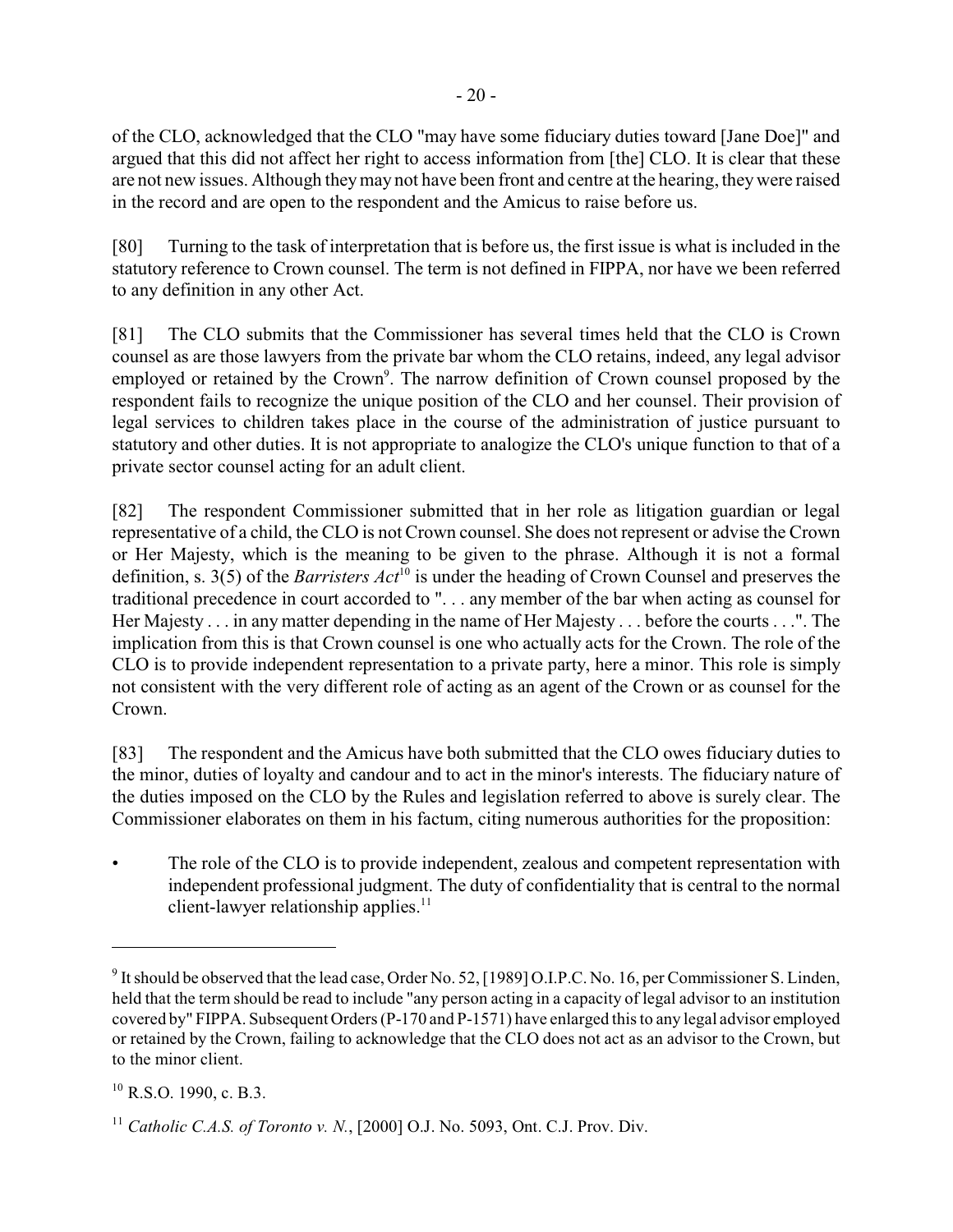of the CLO, acknowledged that the CLO "may have some fiduciary duties toward [Jane Doe]" and argued that this did not affect her right to access information from [the] CLO. It is clear that these are not new issues. Although they may not have been front and centre at the hearing, they were raised in the record and are open to the respondent and the Amicus to raise before us.

[80] Turning to the task of interpretation that is before us, the first issue is what is included in the statutory reference to Crown counsel. The term is not defined in FIPPA, nor have we been referred to any definition in any other Act.

[81] The CLO submits that the Commissioner has several times held that the CLO is Crown counsel as are those lawyers from the private bar whom the CLO retains, indeed, any legal advisor employed or retained by the Crown[9]. The narrow definition of Crown counsel proposed by the respondent fails to recognize the unique position of the CLO and her counsel. Their provision of legal services to children takes place in the course of the administration of justice pursuant to statutory and other duties. It is not appropriate to analogize the CLO's unique function to that of a private sector counsel acting for an adult client.

[82] The respondent Commissioner submitted that in her role as litigation guardian or legal representative of a child, the CLO is not Crown counsel. She does not represent or advise the Crown or Her Majesty, which is the meaning to be given to the phrase. Although it is not a formal definition, s. 3(5) of the *Barristers Act*[10] is under the heading of Crown Counsel and preserves the traditional precedence in court accorded to ". . . any member of the bar when acting as counsel for Her Majesty . . . in any matter depending in the name of Her Majesty . . . before the courts . . .". The implication from this is that Crown counsel is one who actually acts for the Crown. The role of the CLO is to provide independent representation to a private party, here a minor. This role is simply not consistent with the very different role of acting as an agent of the Crown or as counsel for the Crown.

[83] The respondent and the Amicus have both submitted that the CLO owes fiduciary duties to the minor, duties of loyalty and candour and to act in the minor's interests. The fiduciary nature of the duties imposed on the CLO by the Rules and legislation referred to above is surely clear. The Commissioner elaborates on them in his factum, citing numerous authorities for the proposition:

- The role of the CLO is to provide independent, zealous and competent representation with independent professional judgment. The duty of confidentiality that is central to the normal client-lawyer relationship applies.[11]

---

[9] It should be observed that the lead case, Order No. 52, [1989] O.I.P.C. No. 16, per Commissioner S. Linden, held that the term should be read to include "any person acting in a capacity of legal advisor to an institution covered by" FIPPA. Subsequent Orders (P-170 and P-1571) have enlarged this to any legal advisor employed or retained by the Crown, failing to acknowledge that the CLO does not act as an advisor to the Crown, but to the minor client.

[10] R.S.O. 1990, c. B.3.

[11] *Catholic C.A.S. of Toronto v. N.*, [2000] O.J. No. 5093, Ont. C.J. Prov. Div.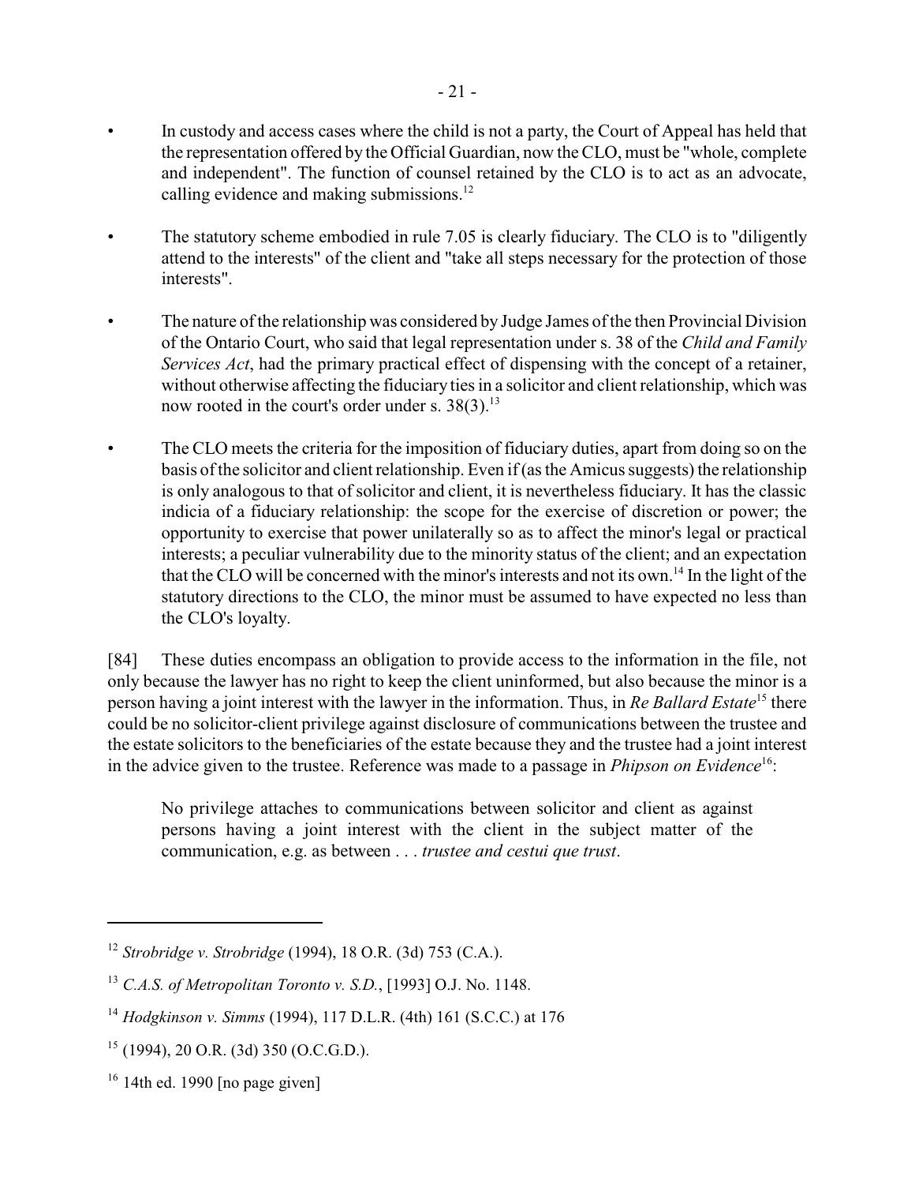- In custody and access cases where the child is not a party, the Court of Appeal has held that the representation offered by the Official Guardian, now the CLO, must be "whole, complete and independent". The function of counsel retained by the CLO is to act as an advocate, calling evidence and making submissions.[12]

- The statutory scheme embodied in rule 7.05 is clearly fiduciary. The CLO is to "diligently attend to the interests" of the client and "take all steps necessary for the protection of those interests".

- The nature of the relationship was considered by Judge James of the then Provincial Division of the Ontario Court, who said that legal representation under s. 38 of the *Child and Family Services Act*, had the primary practical effect of dispensing with the concept of a retainer, without otherwise affecting the fiduciary ties in a solicitor and client relationship, which was now rooted in the court's order under s. 38(3).[13]

- The CLO meets the criteria for the imposition of fiduciary duties, apart from doing so on the basis of the solicitor and client relationship. Even if (as the Amicus suggests) the relationship is only analogous to that of solicitor and client, it is nevertheless fiduciary. It has the classic indicia of a fiduciary relationship: the scope for the exercise of discretion or power; the opportunity to exercise that power unilaterally so as to affect the minor's legal or practical interests; a peculiar vulnerability due to the minority status of the client; and an expectation that the CLO will be concerned with the minor's interests and not its own.[14] In the light of the statutory directions to the CLO, the minor must be assumed to have expected no less than the CLO's loyalty.

[84] These duties encompass an obligation to provide access to the information in the file, not only because the lawyer has no right to keep the client uninformed, but also because the minor is a person having a joint interest with the lawyer in the information. Thus, in *Re Ballard Estate*[15] there could be no solicitor-client privilege against disclosure of communications between the trustee and the estate solicitors to the beneficiaries of the estate because they and the trustee had a joint interest in the advice given to the trustee. Reference was made to a passage in *Phipson on Evidence*[16]:

> No privilege attaches to communications between solicitor and client as against persons having a joint interest with the client in the subject matter of the communication, e.g. as between . . . *trustee and cestui que trust*.

---

[12] *Strobridge v. Strobridge* (1994), 18 O.R. (3d) 753 (C.A.).

[13] *C.A.S. of Metropolitan Toronto v. S.D.*, [1993] O.J. No. 1148.

[14] *Hodgkinson v. Simms* (1994), 117 D.L.R. (4th) 161 (S.C.C.) at 176

[15] (1994), 20 O.R. (3d) 350 (O.C.G.D.).

[16] 14th ed. 1990 [no page given]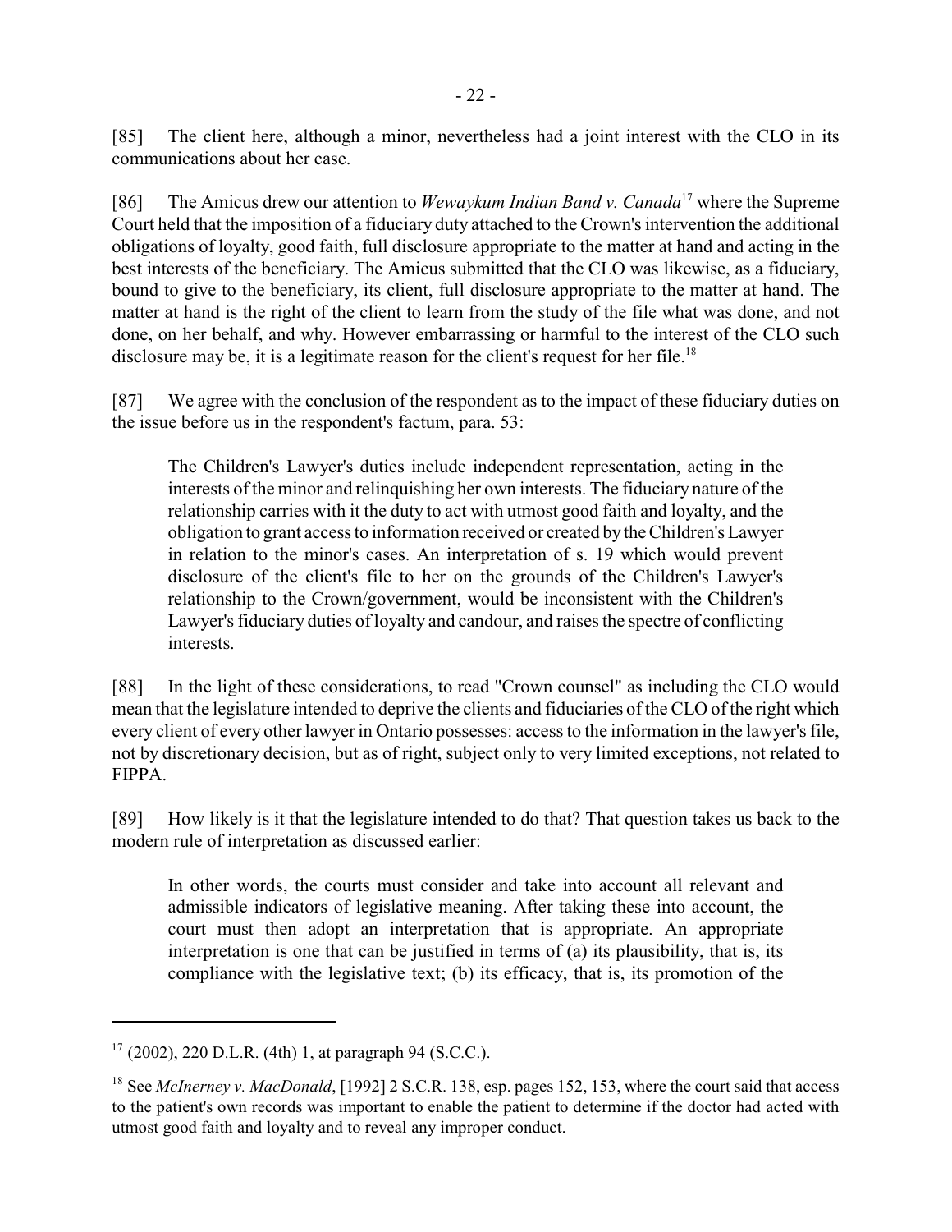[85] The client here, although a minor, nevertheless had a joint interest with the CLO in its communications about her case.

[86] The Amicus drew our attention to *Wewaykum Indian Band v. Canada*[17] where the Supreme Court held that the imposition of a fiduciary duty attached to the Crown's intervention the additional obligations of loyalty, good faith, full disclosure appropriate to the matter at hand and acting in the best interests of the beneficiary. The Amicus submitted that the CLO was likewise, as a fiduciary, bound to give to the beneficiary, its client, full disclosure appropriate to the matter at hand. The matter at hand is the right of the client to learn from the study of the file what was done, and not done, on her behalf, and why. However embarrassing or harmful to the interest of the CLO such disclosure may be, it is a legitimate reason for the client's request for her file.[18]

[87] We agree with the conclusion of the respondent as to the impact of these fiduciary duties on the issue before us in the respondent's factum, para. 53:

> The Children's Lawyer's duties include independent representation, acting in the interests of the minor and relinquishing her own interests. The fiduciary nature of the relationship carries with it the duty to act with utmost good faith and loyalty, and the obligation to grant access to information received or created by the Children's Lawyer in relation to the minor's cases. An interpretation of s. 19 which would prevent disclosure of the client's file to her on the grounds of the Children's Lawyer's relationship to the Crown/government, would be inconsistent with the Children's Lawyer's fiduciary duties of loyalty and candour, and raises the spectre of conflicting interests.

[88] In the light of these considerations, to read "Crown counsel" as including the CLO would mean that the legislature intended to deprive the clients and fiduciaries of the CLO of the right which every client of every other lawyer in Ontario possesses: access to the information in the lawyer's file, not by discretionary decision, but as of right, subject only to very limited exceptions, not related to FIPPA.

[89] How likely is it that the legislature intended to do that? That question takes us back to the modern rule of interpretation as discussed earlier:

> In other words, the courts must consider and take into account all relevant and admissible indicators of legislative meaning. After taking these into account, the court must then adopt an interpretation that is appropriate. An appropriate interpretation is one that can be justified in terms of (a) its plausibility, that is, its compliance with the legislative text; (b) its efficacy, that is, its promotion of the

---

[17] (2002), 220 D.L.R. (4th) 1, at paragraph 94 (S.C.C.).

[18] See *McInerney v. MacDonald*, [1992] 2 S.C.R. 138, esp. pages 152, 153, where the court said that access to the patient's own records was important to enable the patient to determine if the doctor had acted with utmost good faith and loyalty and to reveal any improper conduct.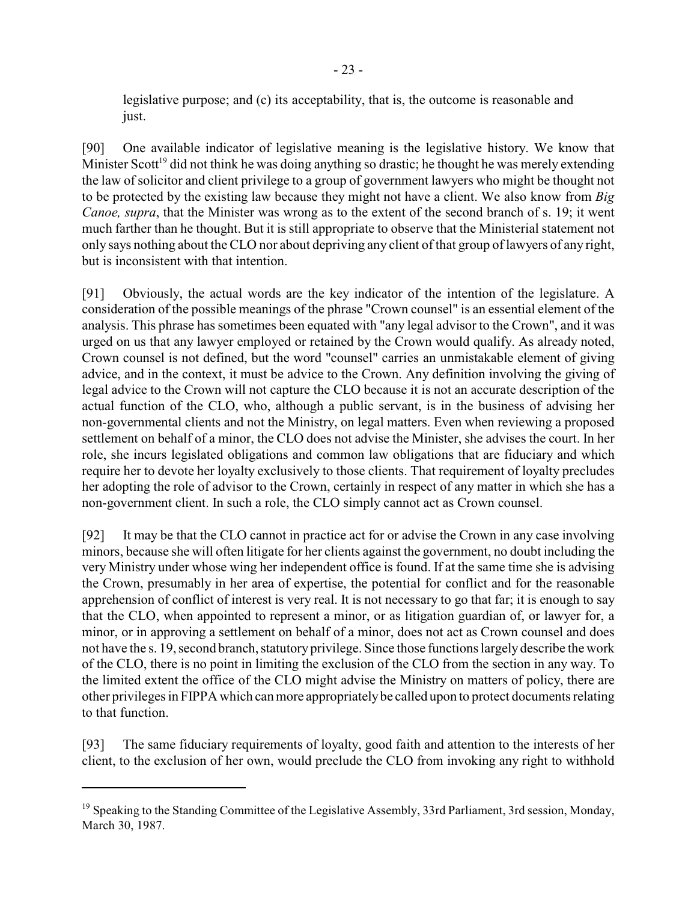legislative purpose; and (c) its acceptability, that is, the outcome is reasonable and just.

[90] One available indicator of legislative meaning is the legislative history. We know that Minister Scott[19] did not think he was doing anything so drastic; he thought he was merely extending the law of solicitor and client privilege to a group of government lawyers who might be thought not to be protected by the existing law because they might not have a client. We also know from *Big Canoe, supra*, that the Minister was wrong as to the extent of the second branch of s. 19; it went much farther than he thought. But it is still appropriate to observe that the Ministerial statement not only says nothing about the CLO nor about depriving any client of that group of lawyers of any right, but is inconsistent with that intention.

[91] Obviously, the actual words are the key indicator of the intention of the legislature. A consideration of the possible meanings of the phrase "Crown counsel" is an essential element of the analysis. This phrase has sometimes been equated with "any legal advisor to the Crown", and it was urged on us that any lawyer employed or retained by the Crown would qualify. As already noted, Crown counsel is not defined, but the word "counsel" carries an unmistakable element of giving advice, and in the context, it must be advice to the Crown. Any definition involving the giving of legal advice to the Crown will not capture the CLO because it is not an accurate description of the actual function of the CLO, who, although a public servant, is in the business of advising her non-governmental clients and not the Ministry, on legal matters. Even when reviewing a proposed settlement on behalf of a minor, the CLO does not advise the Minister, she advises the court. In her role, she incurs legislated obligations and common law obligations that are fiduciary and which require her to devote her loyalty exclusively to those clients. That requirement of loyalty precludes her adopting the role of advisor to the Crown, certainly in respect of any matter in which she has a non-government client. In such a role, the CLO simply cannot act as Crown counsel.

[92] It may be that the CLO cannot in practice act for or advise the Crown in any case involving minors, because she will often litigate for her clients against the government, no doubt including the very Ministry under whose wing her independent office is found. If at the same time she is advising the Crown, presumably in her area of expertise, the potential for conflict and for the reasonable apprehension of conflict of interest is very real. It is not necessary to go that far; it is enough to say that the CLO, when appointed to represent a minor, or as litigation guardian of, or lawyer for, a minor, or in approving a settlement on behalf of a minor, does not act as Crown counsel and does not have the s. 19, second branch, statutory privilege. Since those functions largely describe the work of the CLO, there is no point in limiting the exclusion of the CLO from the section in any way. To the limited extent the office of the CLO might advise the Ministry on matters of policy, there are other privileges in FIPPA which can more appropriately be called upon to protect documents relating to that function.

[93] The same fiduciary requirements of loyalty, good faith and attention to the interests of her client, to the exclusion of her own, would preclude the CLO from invoking any right to withhold

---

[19] Speaking to the Standing Committee of the Legislative Assembly, 33rd Parliament, 3rd session, Monday, March 30, 1987.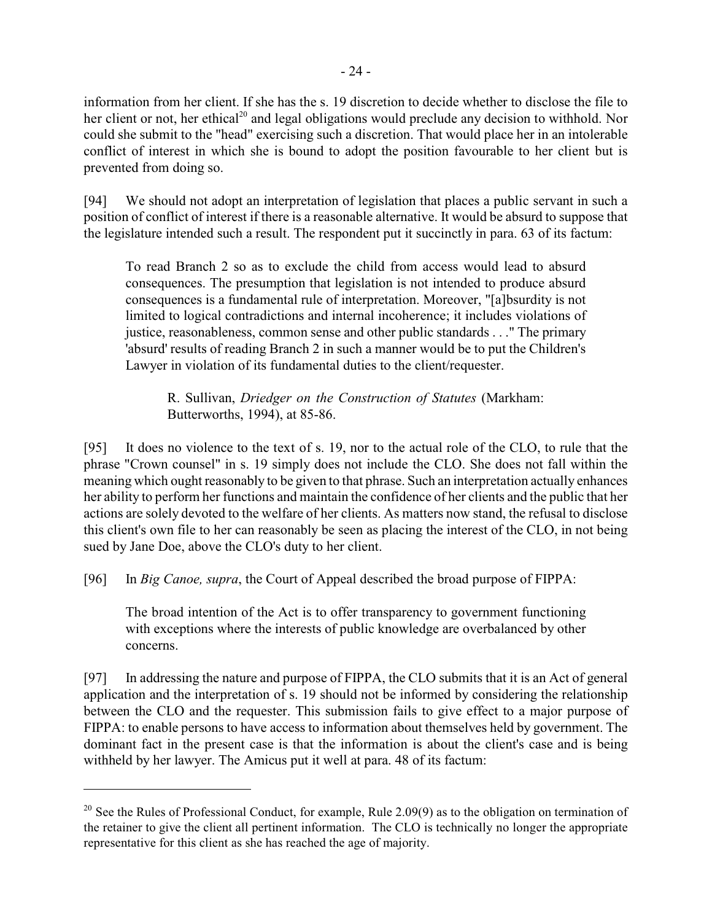information from her client. If she has the s. 19 discretion to decide whether to disclose the file to her client or not, her ethical[20] and legal obligations would preclude any decision to withhold. Nor could she submit to the "head" exercising such a discretion. That would place her in an intolerable conflict of interest in which she is bound to adopt the position favourable to her client but is prevented from doing so.

[94] We should not adopt an interpretation of legislation that places a public servant in such a position of conflict of interest if there is a reasonable alternative. It would be absurd to suppose that the legislature intended such a result. The respondent put it succinctly in para. 63 of its factum:

> To read Branch 2 so as to exclude the child from access would lead to absurd consequences. The presumption that legislation is not intended to produce absurd consequences is a fundamental rule of interpretation. Moreover, "[a]bsurdity is not limited to logical contradictions and internal incoherence; it includes violations of justice, reasonableness, common sense and other public standards . . ." The primary 'absurd' results of reading Branch 2 in such a manner would be to put the Children's Lawyer in violation of its fundamental duties to the client/requester.
>
> R. Sullivan, *Driedger on the Construction of Statutes* (Markham: Butterworths, 1994), at 85-86.

[95] It does no violence to the text of s. 19, nor to the actual role of the CLO, to rule that the phrase "Crown counsel" in s. 19 simply does not include the CLO. She does not fall within the meaning which ought reasonably to be given to that phrase. Such an interpretation actually enhances her ability to perform her functions and maintain the confidence of her clients and the public that her actions are solely devoted to the welfare of her clients. As matters now stand, the refusal to disclose this client's own file to her can reasonably be seen as placing the interest of the CLO, in not being sued by Jane Doe, above the CLO's duty to her client.

[96] In *Big Canoe, supra*, the Court of Appeal described the broad purpose of FIPPA:

> The broad intention of the Act is to offer transparency to government functioning with exceptions where the interests of public knowledge are overbalanced by other concerns.

[97] In addressing the nature and purpose of FIPPA, the CLO submits that it is an Act of general application and the interpretation of s. 19 should not be informed by considering the relationship between the CLO and the requester. This submission fails to give effect to a major purpose of FIPPA: to enable persons to have access to information about themselves held by government. The dominant fact in the present case is that the information is about the client's case and is being withheld by her lawyer. The Amicus put it well at para. 48 of its factum:

---

[20] See the Rules of Professional Conduct, for example, Rule 2.09(9) as to the obligation on termination of the retainer to give the client all pertinent information. The CLO is technically no longer the appropriate representative for this client as she has reached the age of majority.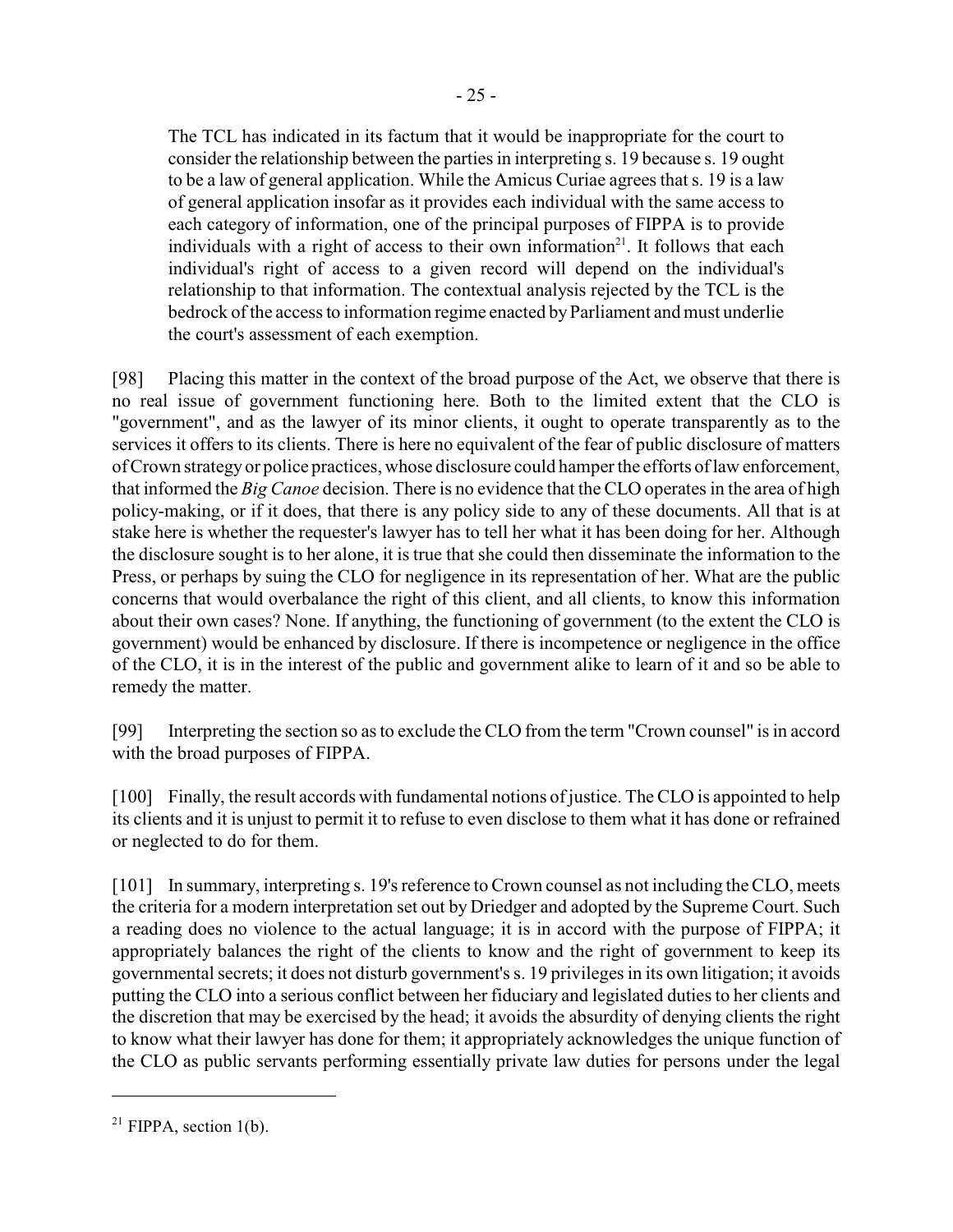> The TCL has indicated in its factum that it would be inappropriate for the court to consider the relationship between the parties in interpreting s. 19 because s. 19 ought to be a law of general application. While the Amicus Curiae agrees that s. 19 is a law of general application insofar as it provides each individual with the same access to each category of information, one of the principal purposes of FIPPA is to provide individuals with a right of access to their own information[21]. It follows that each individual's right of access to a given record will depend on the individual's relationship to that information. The contextual analysis rejected by the TCL is the bedrock of the access to information regime enacted by Parliament and must underlie the court's assessment of each exemption.

[98] Placing this matter in the context of the broad purpose of the Act, we observe that there is no real issue of government functioning here. Both to the limited extent that the CLO is "government", and as the lawyer of its minor clients, it ought to operate transparently as to the services it offers to its clients. There is here no equivalent of the fear of public disclosure of matters of Crown strategy or police practices, whose disclosure could hamper the efforts of law enforcement, that informed the *Big Canoe* decision. There is no evidence that the CLO operates in the area of high policy-making, or if it does, that there is any policy side to any of these documents. All that is at stake here is whether the requester's lawyer has to tell her what it has been doing for her. Although the disclosure sought is to her alone, it is true that she could then disseminate the information to the Press, or perhaps by suing the CLO for negligence in its representation of her. What are the public concerns that would overbalance the right of this client, and all clients, to know this information about their own cases? None. If anything, the functioning of government (to the extent the CLO is government) would be enhanced by disclosure. If there is incompetence or negligence in the office of the CLO, it is in the interest of the public and government alike to learn of it and so be able to remedy the matter.

[99] Interpreting the section so as to exclude the CLO from the term "Crown counsel" is in accord with the broad purposes of FIPPA.

[100] Finally, the result accords with fundamental notions of justice. The CLO is appointed to help its clients and it is unjust to permit it to refuse to even disclose to them what it has done or refrained or neglected to do for them.

[101] In summary, interpreting s. 19's reference to Crown counsel as not including the CLO, meets the criteria for a modern interpretation set out by Driedger and adopted by the Supreme Court. Such a reading does no violence to the actual language; it is in accord with the purpose of FIPPA; it appropriately balances the right of the clients to know and the right of government to keep its governmental secrets; it does not disturb government's s. 19 privileges in its own litigation; it avoids putting the CLO into a serious conflict between her fiduciary and legislated duties to her clients and the discretion that may be exercised by the head; it avoids the absurdity of denying clients the right to know what their lawyer has done for them; it appropriately acknowledges the unique function of the CLO as public servants performing essentially private law duties for persons under the legal

---

[21] FIPPA, section 1(b).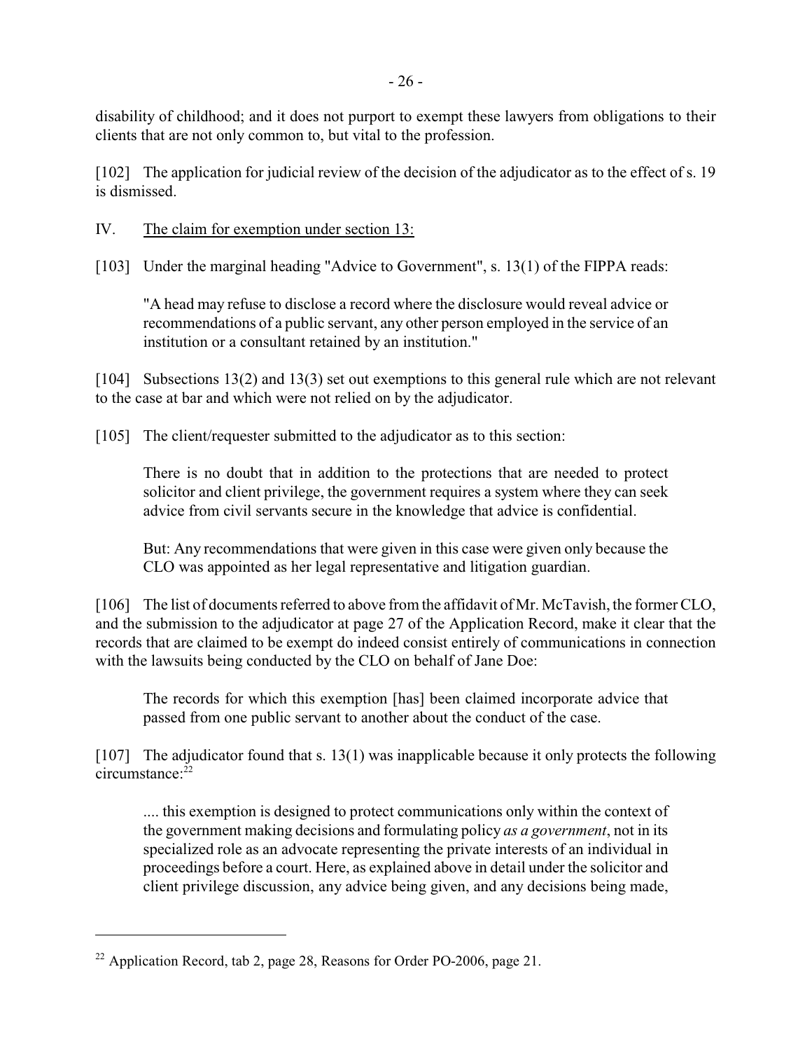disability of childhood; and it does not purport to exempt these lawyers from obligations to their clients that are not only common to, but vital to the profession.

[102] The application for judicial review of the decision of the adjudicator as to the effect of s. 19 is dismissed.

IV. The claim for exemption under section 13:

[103] Under the marginal heading "Advice to Government", s. 13(1) of the FIPPA reads:

> "A head may refuse to disclose a record where the disclosure would reveal advice or recommendations of a public servant, any other person employed in the service of an institution or a consultant retained by an institution."

[104] Subsections 13(2) and 13(3) set out exemptions to this general rule which are not relevant to the case at bar and which were not relied on by the adjudicator.

[105] The client/requester submitted to the adjudicator as to this section:

> There is no doubt that in addition to the protections that are needed to protect solicitor and client privilege, the government requires a system where they can seek advice from civil servants secure in the knowledge that advice is confidential.
>
> But: Any recommendations that were given in this case were given only because the CLO was appointed as her legal representative and litigation guardian.

[106] The list of documents referred to above from the affidavit of Mr. McTavish, the former CLO, and the submission to the adjudicator at page 27 of the Application Record, make it clear that the records that are claimed to be exempt do indeed consist entirely of communications in connection with the lawsuits being conducted by the CLO on behalf of Jane Doe:

> The records for which this exemption [has] been claimed incorporate advice that passed from one public servant to another about the conduct of the case.

[107] The adjudicator found that s. 13(1) was inapplicable because it only protects the following circumstance:[22]

> .... this exemption is designed to protect communications only within the context of the government making decisions and formulating policy *as a government*, not in its specialized role as an advocate representing the private interests of an individual in proceedings before a court. Here, as explained above in detail under the solicitor and client privilege discussion, any advice being given, and any decisions being made,

---

[22] Application Record, tab 2, page 28, Reasons for Order PO-2006, page 21.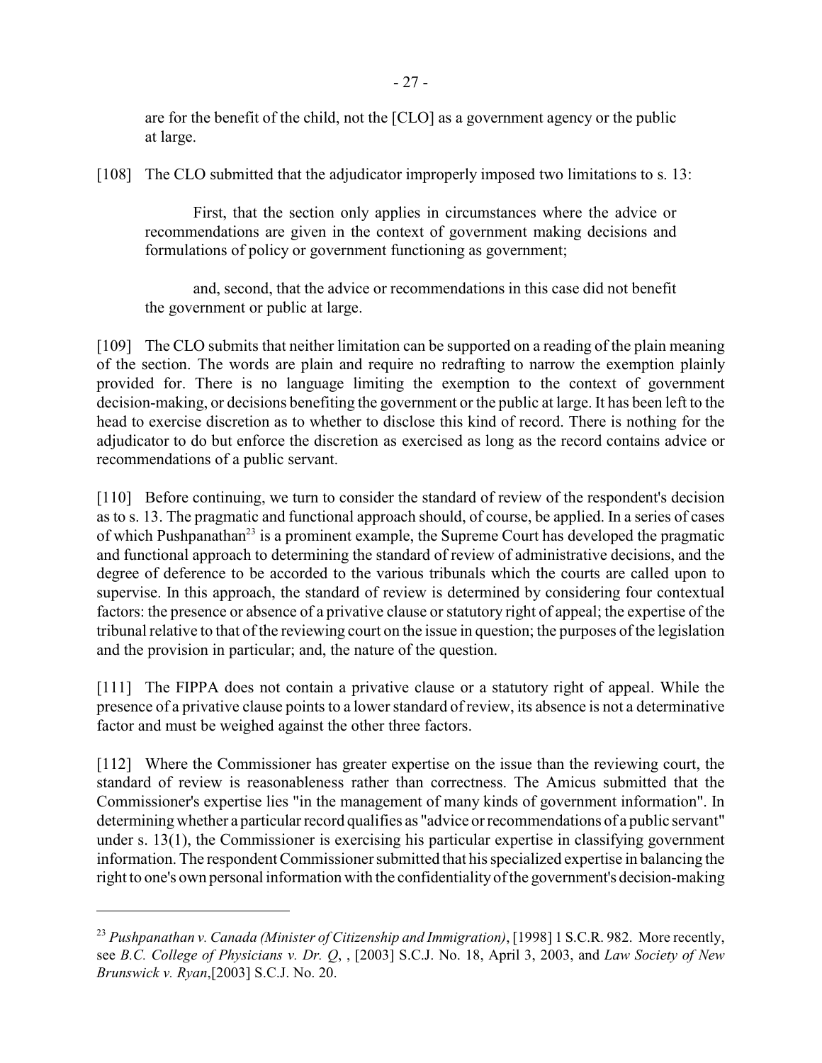are for the benefit of the child, not the [CLO] as a government agency or the public at large.

[108] The CLO submitted that the adjudicator improperly imposed two limitations to s. 13:

> First, that the section only applies in circumstances where the advice or recommendations are given in the context of government making decisions and formulations of policy or government functioning as government;
>
> and, second, that the advice or recommendations in this case did not benefit the government or public at large.

[109] The CLO submits that neither limitation can be supported on a reading of the plain meaning of the section. The words are plain and require no redrafting to narrow the exemption plainly provided for. There is no language limiting the exemption to the context of government decision-making, or decisions benefiting the government or the public at large. It has been left to the head to exercise discretion as to whether to disclose this kind of record. There is nothing for the adjudicator to do but enforce the discretion as exercised as long as the record contains advice or recommendations of a public servant.

[110] Before continuing, we turn to consider the standard of review of the respondent's decision as to s. 13. The pragmatic and functional approach should, of course, be applied. In a series of cases of which Pushpanathan[23] is a prominent example, the Supreme Court has developed the pragmatic and functional approach to determining the standard of review of administrative decisions, and the degree of deference to be accorded to the various tribunals which the courts are called upon to supervise. In this approach, the standard of review is determined by considering four contextual factors: the presence or absence of a privative clause or statutory right of appeal; the expertise of the tribunal relative to that of the reviewing court on the issue in question; the purposes of the legislation and the provision in particular; and, the nature of the question.

[111] The FIPPA does not contain a privative clause or a statutory right of appeal. While the presence of a privative clause points to a lower standard of review, its absence is not a determinative factor and must be weighed against the other three factors.

[112] Where the Commissioner has greater expertise on the issue than the reviewing court, the standard of review is reasonableness rather than correctness. The Amicus submitted that the Commissioner's expertise lies "in the management of many kinds of government information". In determining whether a particular record qualifies as "advice or recommendations of a public servant" under s. 13(1), the Commissioner is exercising his particular expertise in classifying government information. The respondent Commissioner submitted that his specialized expertise in balancing the right to one's own personal information with the confidentiality of the government's decision-making

---

[23] *Pushpanathan v. Canada (Minister of Citizenship and Immigration)*, [1998] 1 S.C.R. 982. More recently, see *B.C. College of Physicians v. Dr. Q*, , [2003] S.C.J. No. 18, April 3, 2003, and *Law Society of New Brunswick v. Ryan*,[2003] S.C.J. No. 20.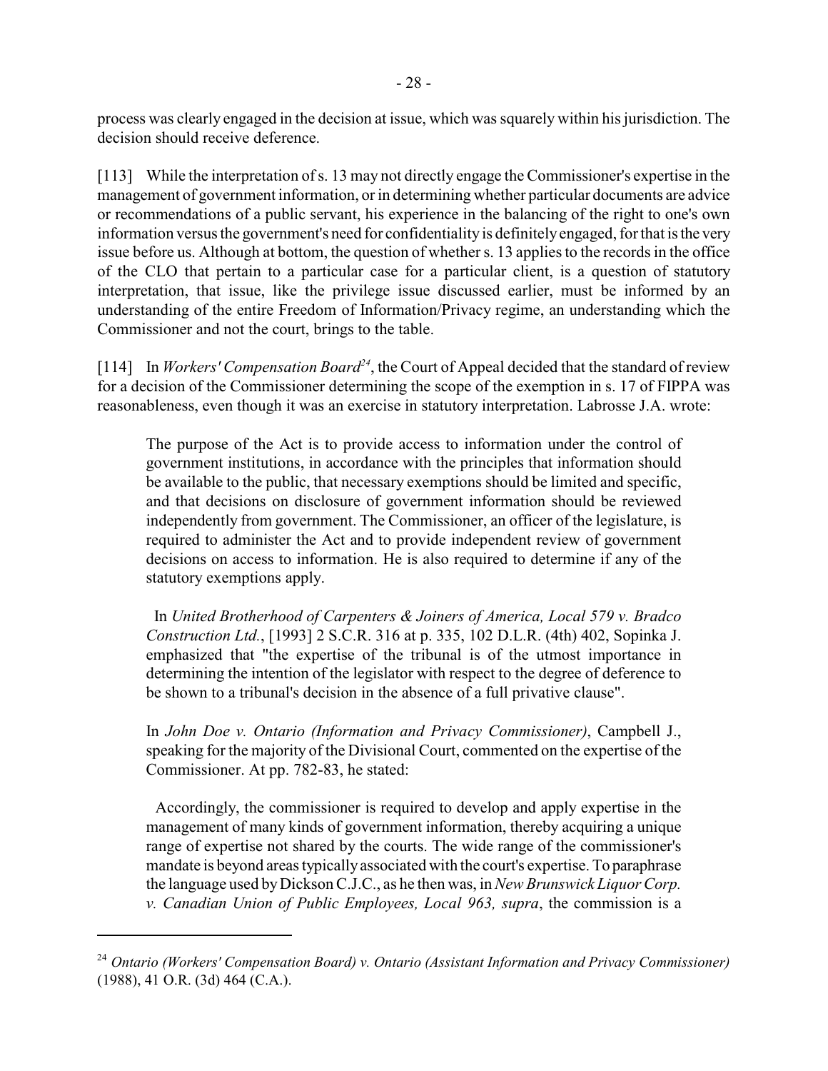process was clearly engaged in the decision at issue, which was squarely within his jurisdiction. The decision should receive deference.

[113] While the interpretation of s. 13 may not directly engage the Commissioner's expertise in the management of government information, or in determining whether particular documents are advice or recommendations of a public servant, his experience in the balancing of the right to one's own information versus the government's need for confidentiality is definitely engaged, for that is the very issue before us. Although at bottom, the question of whether s. 13 applies to the records in the office of the CLO that pertain to a particular case for a particular client, is a question of statutory interpretation, that issue, like the privilege issue discussed earlier, must be informed by an understanding of the entire Freedom of Information/Privacy regime, an understanding which the Commissioner and not the court, brings to the table.

[114] In *Workers' Compensation Board*[24], the Court of Appeal decided that the standard of review for a decision of the Commissioner determining the scope of the exemption in s. 17 of FIPPA was reasonableness, even though it was an exercise in statutory interpretation. Labrosse J.A. wrote:

> The purpose of the Act is to provide access to information under the control of government institutions, in accordance with the principles that information should be available to the public, that necessary exemptions should be limited and specific, and that decisions on disclosure of government information should be reviewed independently from government. The Commissioner, an officer of the legislature, is required to administer the Act and to provide independent review of government decisions on access to information. He is also required to determine if any of the statutory exemptions apply.
>
> In *United Brotherhood of Carpenters & Joiners of America, Local 579 v. Bradco Construction Ltd.*, [1993] 2 S.C.R. 316 at p. 335, 102 D.L.R. (4th) 402, Sopinka J. emphasized that "the expertise of the tribunal is of the utmost importance in determining the intention of the legislator with respect to the degree of deference to be shown to a tribunal's decision in the absence of a full privative clause".
>
> In *John Doe v. Ontario (Information and Privacy Commissioner)*, Campbell J., speaking for the majority of the Divisional Court, commented on the expertise of the Commissioner. At pp. 782-83, he stated:
>
> Accordingly, the commissioner is required to develop and apply expertise in the management of many kinds of government information, thereby acquiring a unique range of expertise not shared by the courts. The wide range of the commissioner's mandate is beyond areas typically associated with the court's expertise. To paraphrase the language used by Dickson C.J.C., as he then was, in *New Brunswick Liquor Corp. v. Canadian Union of Public Employees, Local 963, supra*, the commission is a

---

[24] *Ontario (Workers' Compensation Board) v. Ontario (Assistant Information and Privacy Commissioner)* (1988), 41 O.R. (3d) 464 (C.A.).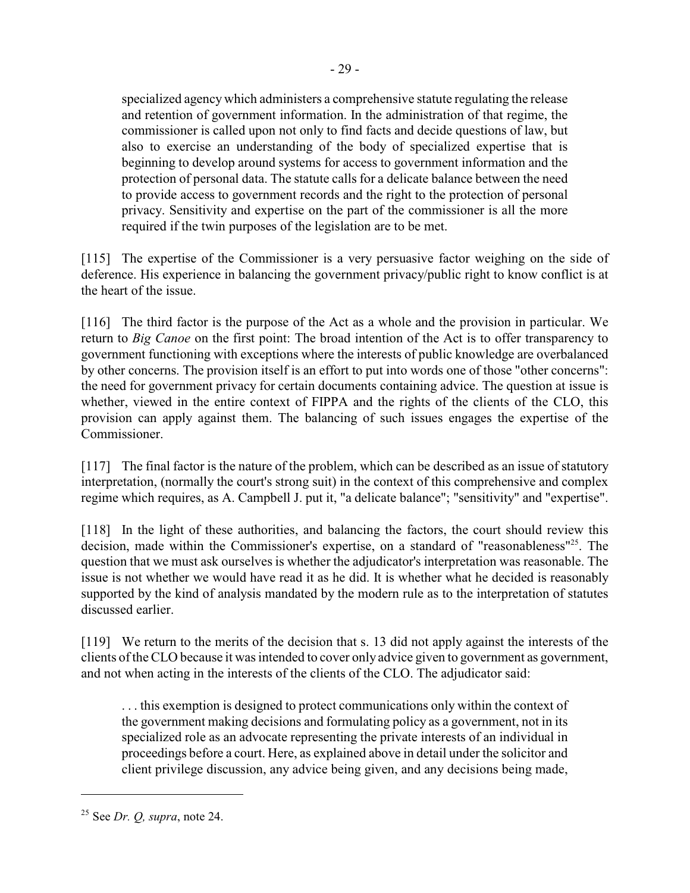> specialized agency which administers a comprehensive statute regulating the release and retention of government information. In the administration of that regime, the commissioner is called upon not only to find facts and decide questions of law, but also to exercise an understanding of the body of specialized expertise that is beginning to develop around systems for access to government information and the protection of personal data. The statute calls for a delicate balance between the need to provide access to government records and the right to the protection of personal privacy. Sensitivity and expertise on the part of the commissioner is all the more required if the twin purposes of the legislation are to be met.

[115] The expertise of the Commissioner is a very persuasive factor weighing on the side of deference. His experience in balancing the government privacy/public right to know conflict is at the heart of the issue.

[116] The third factor is the purpose of the Act as a whole and the provision in particular. We return to *Big Canoe* on the first point: The broad intention of the Act is to offer transparency to government functioning with exceptions where the interests of public knowledge are overbalanced by other concerns. The provision itself is an effort to put into words one of those "other concerns": the need for government privacy for certain documents containing advice. The question at issue is whether, viewed in the entire context of FIPPA and the rights of the clients of the CLO, this provision can apply against them. The balancing of such issues engages the expertise of the Commissioner.

[117] The final factor is the nature of the problem, which can be described as an issue of statutory interpretation, (normally the court's strong suit) in the context of this comprehensive and complex regime which requires, as A. Campbell J. put it, "a delicate balance"; "sensitivity" and "expertise".

[118] In the light of these authorities, and balancing the factors, the court should review this decision, made within the Commissioner's expertise, on a standard of "reasonableness"[25]. The question that we must ask ourselves is whether the adjudicator's interpretation was reasonable. The issue is not whether we would have read it as he did. It is whether what he decided is reasonably supported by the kind of analysis mandated by the modern rule as to the interpretation of statutes discussed earlier.

[119] We return to the merits of the decision that s. 13 did not apply against the interests of the clients of the CLO because it was intended to cover only advice given to government as government, and not when acting in the interests of the clients of the CLO. The adjudicator said:

> . . . this exemption is designed to protect communications only within the context of the government making decisions and formulating policy as a government, not in its specialized role as an advocate representing the private interests of an individual in proceedings before a court. Here, as explained above in detail under the solicitor and client privilege discussion, any advice being given, and any decisions being made,

---

[25] See *Dr. Q, supra*, note 24.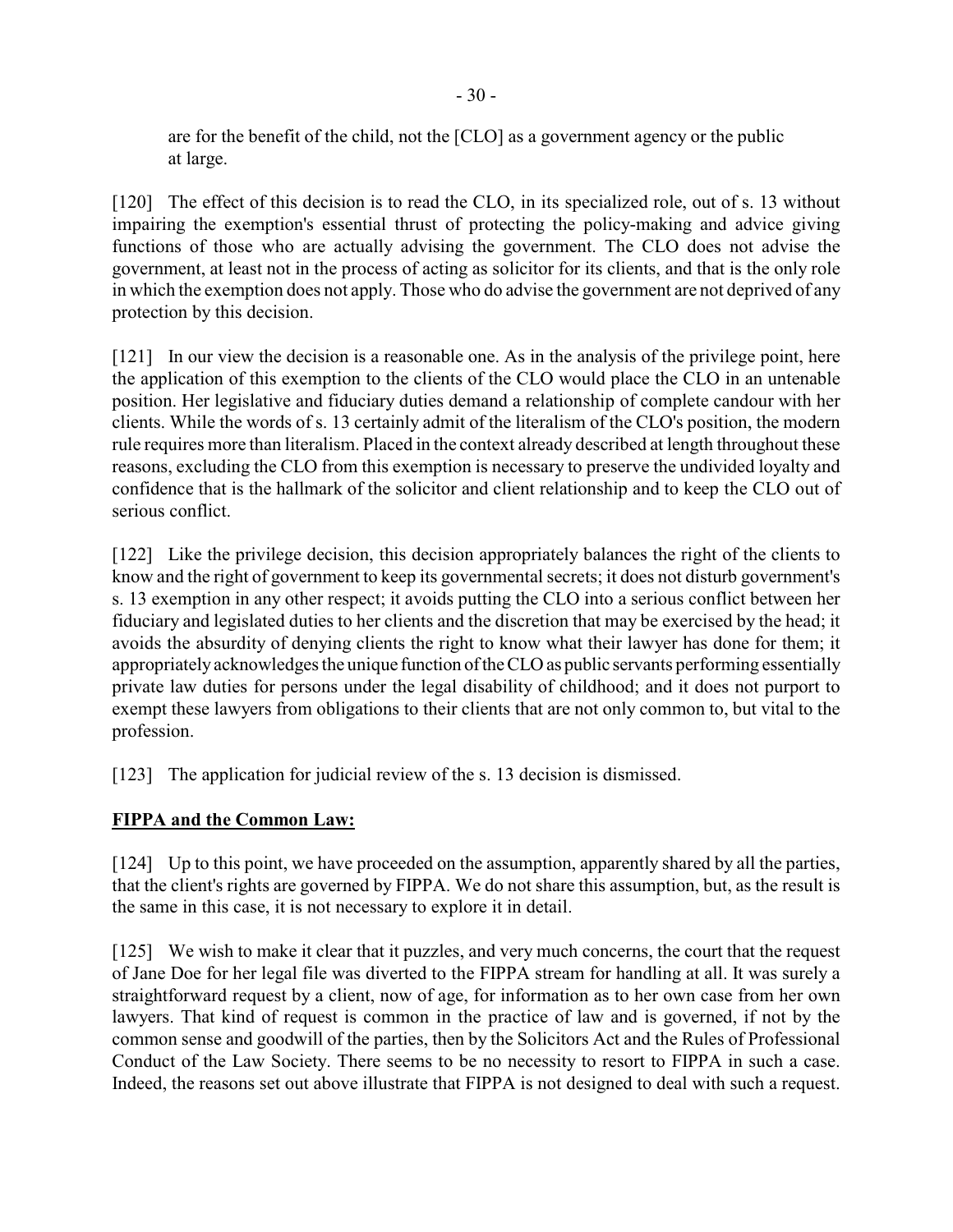are for the benefit of the child, not the [CLO] as a government agency or the public at large.

[120] The effect of this decision is to read the CLO, in its specialized role, out of s. 13 without impairing the exemption's essential thrust of protecting the policy-making and advice giving functions of those who are actually advising the government. The CLO does not advise the government, at least not in the process of acting as solicitor for its clients, and that is the only role in which the exemption does not apply. Those who do advise the government are not deprived of any protection by this decision.

[121] In our view the decision is a reasonable one. As in the analysis of the privilege point, here the application of this exemption to the clients of the CLO would place the CLO in an untenable position. Her legislative and fiduciary duties demand a relationship of complete candour with her clients. While the words of s. 13 certainly admit of the literalism of the CLO's position, the modern rule requires more than literalism. Placed in the context already described at length throughout these reasons, excluding the CLO from this exemption is necessary to preserve the undivided loyalty and confidence that is the hallmark of the solicitor and client relationship and to keep the CLO out of serious conflict.

[122] Like the privilege decision, this decision appropriately balances the right of the clients to know and the right of government to keep its governmental secrets; it does not disturb government's s. 13 exemption in any other respect; it avoids putting the CLO into a serious conflict between her fiduciary and legislated duties to her clients and the discretion that may be exercised by the head; it avoids the absurdity of denying clients the right to know what their lawyer has done for them; it appropriately acknowledges the unique function of the CLO as public servants performing essentially private law duties for persons under the legal disability of childhood; and it does not purport to exempt these lawyers from obligations to their clients that are not only common to, but vital to the profession.

[123] The application for judicial review of the s. 13 decision is dismissed.

**FIPPA and the Common Law:**

[124] Up to this point, we have proceeded on the assumption, apparently shared by all the parties, that the client's rights are governed by FIPPA. We do not share this assumption, but, as the result is the same in this case, it is not necessary to explore it in detail.

[125] We wish to make it clear that it puzzles, and very much concerns, the court that the request of Jane Doe for her legal file was diverted to the FIPPA stream for handling at all. It was surely a straightforward request by a client, now of age, for information as to her own case from her own lawyers. That kind of request is common in the practice of law and is governed, if not by the common sense and goodwill of the parties, then by the Solicitors Act and the Rules of Professional Conduct of the Law Society. There seems to be no necessity to resort to FIPPA in such a case. Indeed, the reasons set out above illustrate that FIPPA is not designed to deal with such a request.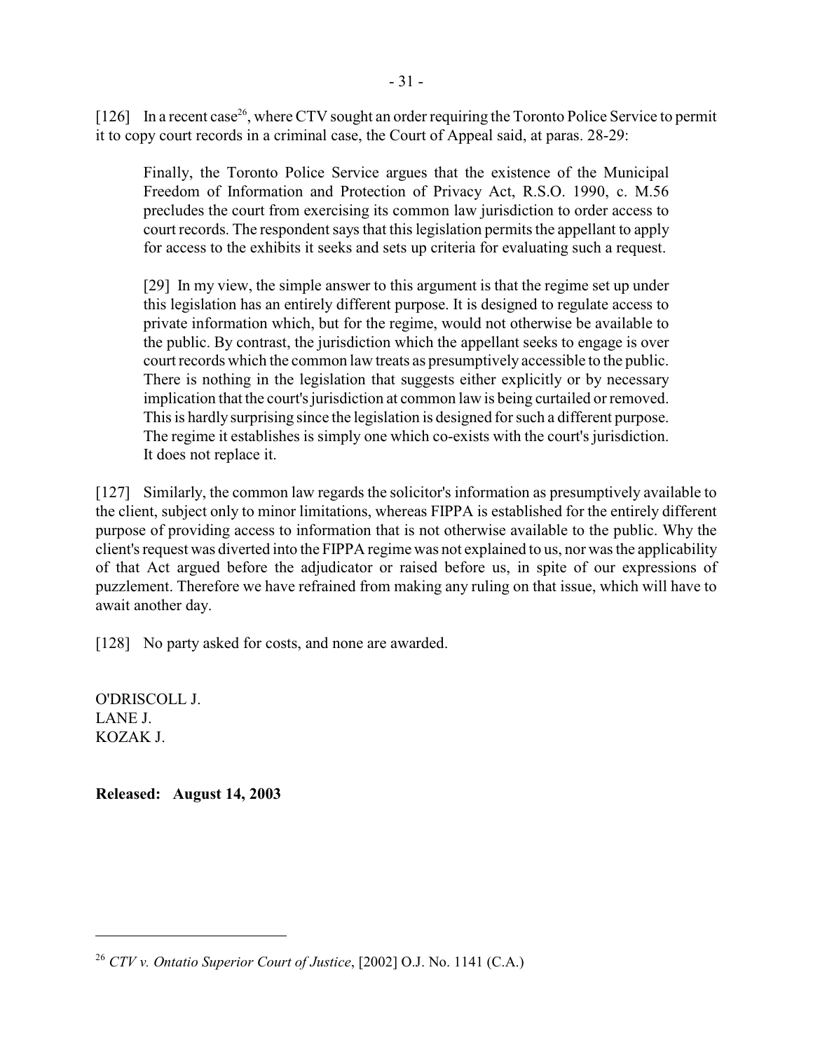[126] In a recent case[26], where CTV sought an order requiring the Toronto Police Service to permit it to copy court records in a criminal case, the Court of Appeal said, at paras. 28-29:

> Finally, the Toronto Police Service argues that the existence of the Municipal Freedom of Information and Protection of Privacy Act, R.S.O. 1990, c. M.56 precludes the court from exercising its common law jurisdiction to order access to court records. The respondent says that this legislation permits the appellant to apply for access to the exhibits it seeks and sets up criteria for evaluating such a request.
>
> [29] In my view, the simple answer to this argument is that the regime set up under this legislation has an entirely different purpose. It is designed to regulate access to private information which, but for the regime, would not otherwise be available to the public. By contrast, the jurisdiction which the appellant seeks to engage is over court records which the common law treats as presumptively accessible to the public. There is nothing in the legislation that suggests either explicitly or by necessary implication that the court's jurisdiction at common law is being curtailed or removed. This is hardly surprising since the legislation is designed for such a different purpose. The regime it establishes is simply one which co-exists with the court's jurisdiction. It does not replace it.

[127] Similarly, the common law regards the solicitor's information as presumptively available to the client, subject only to minor limitations, whereas FIPPA is established for the entirely different purpose of providing access to information that is not otherwise available to the public. Why the client's request was diverted into the FIPPA regime was not explained to us, nor was the applicability of that Act argued before the adjudicator or raised before us, in spite of our expressions of puzzlement. Therefore we have refrained from making any ruling on that issue, which will have to await another day.

[128] No party asked for costs, and none are awarded.

O'DRISCOLL J.
LANE J.
KOZAK J.

**Released: August 14, 2003**

---

[26] *CTV v. Ontatio Superior Court of Justice*, [2002] O.J. No. 1141 (C.A.)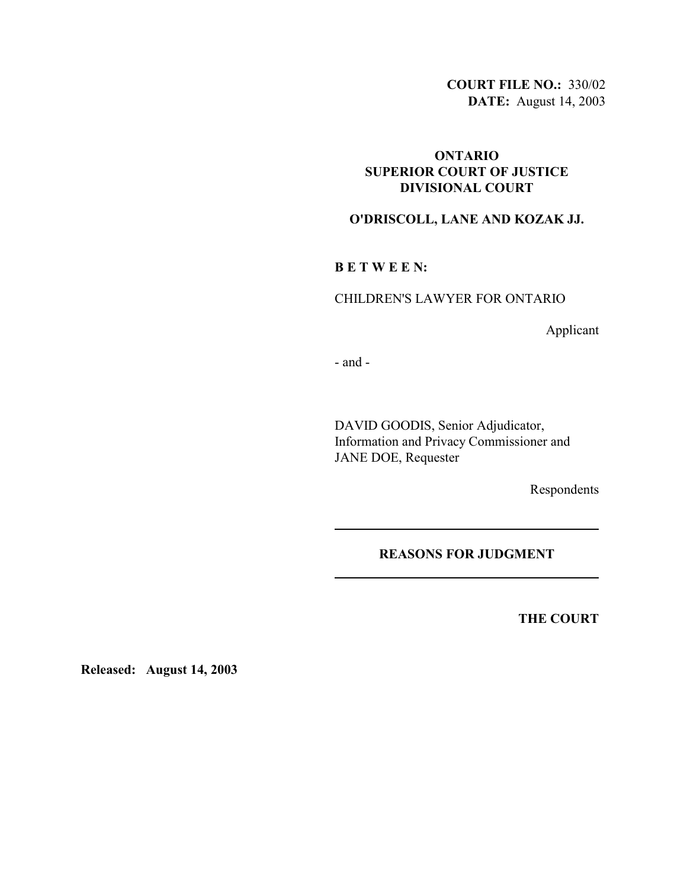**COURT FILE NO.:** 330/02
**DATE:** August 14, 2003

**ONTARIO**
**SUPERIOR COURT OF JUSTICE**
**DIVISIONAL COURT**

**O'DRISCOLL, LANE AND KOZAK JJ.**

**B E T W E E N:**

CHILDREN'S LAWYER FOR ONTARIO

Applicant

- and -

DAVID GOODIS, Senior Adjudicator, Information and Privacy Commissioner and JANE DOE, Requester

Respondents

---

**REASONS FOR JUDGMENT**

---

**THE COURT**

**Released: August 14, 2003**